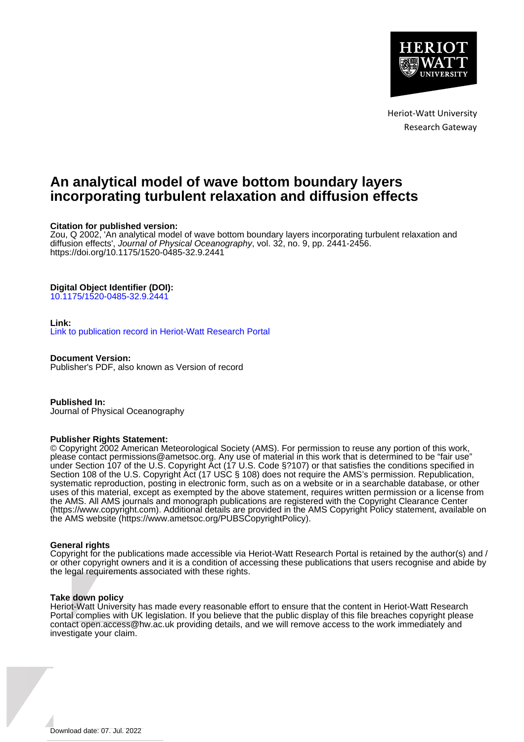Heriot-Watt University
Research Gateway

# An analytical model of wave bottom boundary layers incorporating turbulent relaxation and diffusion effects

**Citation for published version:**
Zou, Q 2002, 'An analytical model of wave bottom boundary layers incorporating turbulent relaxation and diffusion effects', *Journal of Physical Oceanography*, vol. 32, no. 9, pp. 2441-2456.
https://doi.org/10.1175/1520-0485-32.9.2441

**Digital Object Identifier (DOI):**
10.1175/1520-0485-32.9.2441

**Link:**
Link to publication record in Heriot-Watt Research Portal

**Document Version:**
Publisher's PDF, also known as Version of record

**Published In:**
Journal of Physical Oceanography

**Publisher Rights Statement:**
© Copyright 2002 American Meteorological Society (AMS). For permission to reuse any portion of this work, please contact permissions@ametsoc.org. Any use of material in this work that is determined to be "fair use" under Section 107 of the U.S. Copyright Act (17 U.S. Code §?107) or that satisfies the conditions specified in Section 108 of the U.S. Copyright Act (17 USC § 108) does not require the AMS's permission. Republication, systematic reproduction, posting in electronic form, such as on a website or in a searchable database, or other uses of this material, except as exempted by the above statement, requires written permission or a license from the AMS. All AMS journals and monograph publications are registered with the Copyright Clearance Center (https://www.copyright.com). Additional details are provided in the AMS Copyright Policy statement, available on the AMS website (https://www.ametsoc.org/PUBSCopyrightPolicy).

**General rights**
Copyright for the publications made accessible via Heriot-Watt Research Portal is retained by the author(s) and / or other copyright owners and it is a condition of accessing these publications that users recognise and abide by the legal requirements associated with these rights.

**Take down policy**
Heriot-Watt University has made every reasonable effort to ensure that the content in Heriot-Watt Research Portal complies with UK legislation. If you believe that the public display of this file breaches copyright please contact open.access@hw.ac.uk providing details, and we will remove access to the work immediately and investigate your claim.

Download date: 07. Jul. 2022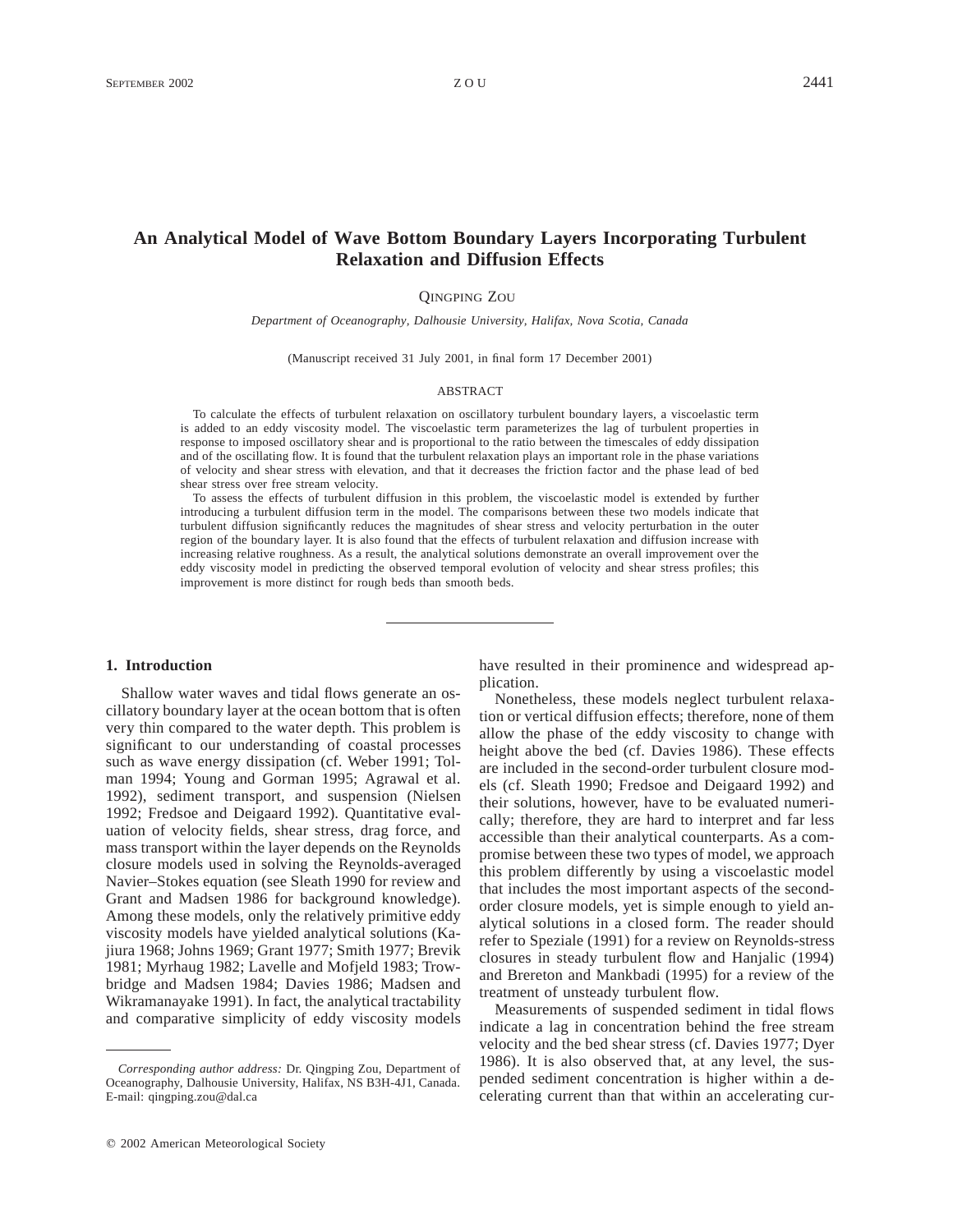# An Analytical Model of Wave Bottom Boundary Layers Incorporating Turbulent Relaxation and Diffusion Effects

QINGPING ZOU

*Department of Oceanography, Dalhousie University, Halifax, Nova Scotia, Canada*

(Manuscript received 31 July 2001, in final form 17 December 2001)

## ABSTRACT

To calculate the effects of turbulent relaxation on oscillatory turbulent boundary layers, a viscoelastic term is added to an eddy viscosity model. The viscoelastic term parameterizes the lag of turbulent properties in response to imposed oscillatory shear and is proportional to the ratio between the timescales of eddy dissipation and of the oscillating flow. It is found that the turbulent relaxation plays an important role in the phase variations of velocity and shear stress with elevation, and that it decreases the friction factor and the phase lead of bed shear stress over free stream velocity.

To assess the effects of turbulent diffusion in this problem, the viscoelastic model is extended by further introducing a turbulent diffusion term in the model. The comparisons between these two models indicate that turbulent diffusion significantly reduces the magnitudes of shear stress and velocity perturbation in the outer region of the boundary layer. It is also found that the effects of turbulent relaxation and diffusion increase with increasing relative roughness. As a result, the analytical solutions demonstrate an overall improvement over the eddy viscosity model in predicting the observed temporal evolution of velocity and shear stress profiles; this improvement is more distinct for rough beds than smooth beds.

## 1. Introduction

Shallow water waves and tidal flows generate an oscillatory boundary layer at the ocean bottom that is often very thin compared to the water depth. This problem is significant to our understanding of coastal processes such as wave energy dissipation (cf. Weber 1991; Tolman 1994; Young and Gorman 1995; Agrawal et al. 1992), sediment transport, and suspension (Nielsen 1992; Fredsoe and Deigaard 1992). Quantitative evaluation of velocity fields, shear stress, drag force, and mass transport within the layer depends on the Reynolds closure models used in solving the Reynolds-averaged Navier–Stokes equation (see Sleath 1990 for review and Grant and Madsen 1986 for background knowledge). Among these models, only the relatively primitive eddy viscosity models have yielded analytical solutions (Kajiura 1968; Johns 1969; Grant 1977; Smith 1977; Brevik 1981; Myrhaug 1982; Lavelle and Mofjeld 1983; Trowbridge and Madsen 1984; Davies 1986; Madsen and Wikramanayake 1991). In fact, the analytical tractability and comparative simplicity of eddy viscosity models have resulted in their prominence and widespread application.

Nonetheless, these models neglect turbulent relaxation or vertical diffusion effects; therefore, none of them allow the phase of the eddy viscosity to change with height above the bed (cf. Davies 1986). These effects are included in the second-order turbulent closure models (cf. Sleath 1990; Fredsoe and Deigaard 1992) and their solutions, however, have to be evaluated numerically; therefore, they are hard to interpret and far less accessible than their analytical counterparts. As a compromise between these two types of model, we approach this problem differently by using a viscoelastic model that includes the most important aspects of the second-order closure models, yet is simple enough to yield analytical solutions in a closed form. The reader should refer to Speziale (1991) for a review on Reynolds-stress closures in steady turbulent flow and Hanjalic (1994) and Brereton and Mankbadi (1995) for a review of the treatment of unsteady turbulent flow.

Measurements of suspended sediment in tidal flows indicate a lag in concentration behind the free stream velocity and the bed shear stress (cf. Davies 1977; Dyer 1986). It is also observed that, at any level, the suspended sediment concentration is higher within a decelerating current than that within an accelerating cur-

*Corresponding author address:* Dr. Qingping Zou, Department of Oceanography, Dalhousie University, Halifax, NS B3H-4J1, Canada. E-mail: qingping.zou@dal.ca

© 2002 American Meteorological Society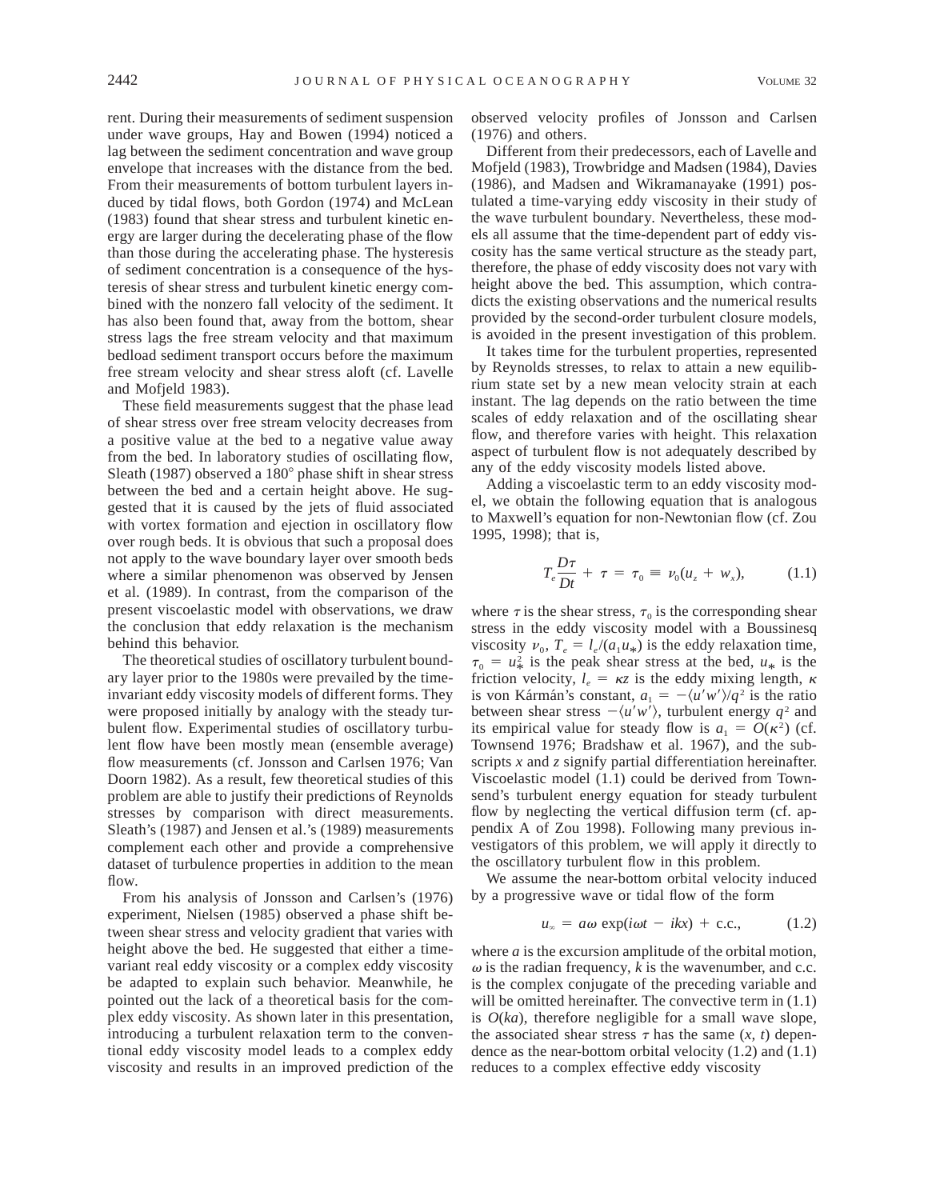rent. During their measurements of sediment suspension under wave groups, Hay and Bowen (1994) noticed a lag between the sediment concentration and wave group envelope that increases with the distance from the bed. From their measurements of bottom turbulent layers induced by tidal flows, both Gordon (1974) and McLean (1983) found that shear stress and turbulent kinetic energy are larger during the decelerating phase of the flow than those during the accelerating phase. The hysteresis of sediment concentration is a consequence of the hysteresis of shear stress and turbulent kinetic energy combined with the nonzero fall velocity of the sediment. It has also been found that, away from the bottom, shear stress lags the free stream velocity and that maximum bedload sediment transport occurs before the maximum free stream velocity and shear stress aloft (cf. Lavelle and Mofjeld 1983).

These field measurements suggest that the phase lead of shear stress over free stream velocity decreases from a positive value at the bed to a negative value away from the bed. In laboratory studies of oscillating flow, Sleath (1987) observed a 180° phase shift in shear stress between the bed and a certain height above. He suggested that it is caused by the jets of fluid associated with vortex formation and ejection in oscillatory flow over rough beds. It is obvious that such a proposal does not apply to the wave boundary layer over smooth beds where a similar phenomenon was observed by Jensen et al. (1989). In contrast, from the comparison of the present viscoelastic model with observations, we draw the conclusion that eddy relaxation is the mechanism behind this behavior.

The theoretical studies of oscillatory turbulent boundary layer prior to the 1980s were prevailed by the time-invariant eddy viscosity models of different forms. They were proposed initially by analogy with the steady turbulent flow. Experimental studies of oscillatory turbulent flow have been mostly mean (ensemble average) flow measurements (cf. Jonsson and Carlsen 1976; Van Doorn 1982). As a result, few theoretical studies of this problem are able to justify their predictions of Reynolds stresses by comparison with direct measurements. Sleath's (1987) and Jensen et al.'s (1989) measurements complement each other and provide a comprehensive dataset of turbulence properties in addition to the mean flow.

From his analysis of Jonsson and Carlsen's (1976) experiment, Nielsen (1985) observed a phase shift between shear stress and velocity gradient that varies with height above the bed. He suggested that either a time-variant real eddy viscosity or a complex eddy viscosity be adapted to explain such behavior. Meanwhile, he pointed out the lack of a theoretical basis for the complex eddy viscosity. As shown later in this presentation, introducing a turbulent relaxation term to the conventional eddy viscosity model leads to a complex eddy viscosity and results in an improved prediction of the observed velocity profiles of Jonsson and Carlsen (1976) and others.

Different from their predecessors, each of Lavelle and Mofjeld (1983), Trowbridge and Madsen (1984), Davies (1986), and Madsen and Wikramanayake (1991) postulated a time-varying eddy viscosity in their study of the wave turbulent boundary. Nevertheless, these models all assume that the time-dependent part of eddy viscosity has the same vertical structure as the steady part, therefore, the phase of eddy viscosity does not vary with height above the bed. This assumption, which contradicts the existing observations and the numerical results provided by the second-order turbulent closure models, is avoided in the present investigation of this problem.

It takes time for the turbulent properties, represented by Reynolds stresses, to relax to attain a new equilibrium state set by a new mean velocity strain at each instant. The lag depends on the ratio between the time scales of eddy relaxation and of the oscillating shear flow, and therefore varies with height. This relaxation aspect of turbulent flow is not adequately described by any of the eddy viscosity models listed above.

Adding a viscoelastic term to an eddy viscosity model, we obtain the following equation that is analogous to Maxwell's equation for non-Newtonian flow (cf. Zou 1995, 1998); that is,

$$T_e \frac{D\tau}{Dt} + \tau = \tau_0 \equiv \nu_0 (u_z + w_x), \tag{1.1}$$

where $\tau$ is the shear stress, $\tau_0$ is the corresponding shear stress in the eddy viscosity model with a Boussinesq viscosity $\nu_0$, $T_e = l_e/(a_1 u_*)$ is the eddy relaxation time, $\tau_0 = u_*^2$ is the peak shear stress at the bed, $u_*$ is the friction velocity, $l_e = \kappa z$ is the eddy mixing length, $\kappa$ is von Kármán's constant, $a_1 = -\langle u'w' \rangle / q^2$ is the ratio between shear stress $-\langle u'w' \rangle$, turbulent energy $q^2$ and its empirical value for steady flow is $a_1 = O(\kappa^2)$ (cf. Townsend 1976; Bradshaw et al. 1967), and the subscripts $x$ and $z$ signify partial differentiation hereinafter. Viscoelastic model (1.1) could be derived from Townsend's turbulent energy equation for steady turbulent flow by neglecting the vertical diffusion term (cf. appendix A of Zou 1998). Following many previous investigators of this problem, we will apply it directly to the oscillatory turbulent flow in this problem.

We assume the near-bottom orbital velocity induced by a progressive wave or tidal flow of the form

$$u_\infty = a\omega \exp(i\omega t - ikx) + \text{c.c.}, \tag{1.2}$$

where $a$ is the excursion amplitude of the orbital motion, $\omega$ is the radian frequency, $k$ is the wavenumber, and c.c. is the complex conjugate of the preceding variable and will be omitted hereinafter. The convective term in (1.1) is $O(ka)$, therefore negligible for a small wave slope, the associated shear stress $\tau$ has the same $(x, t)$ dependence as the near-bottom orbital velocity (1.2) and (1.1) reduces to a complex effective eddy viscosity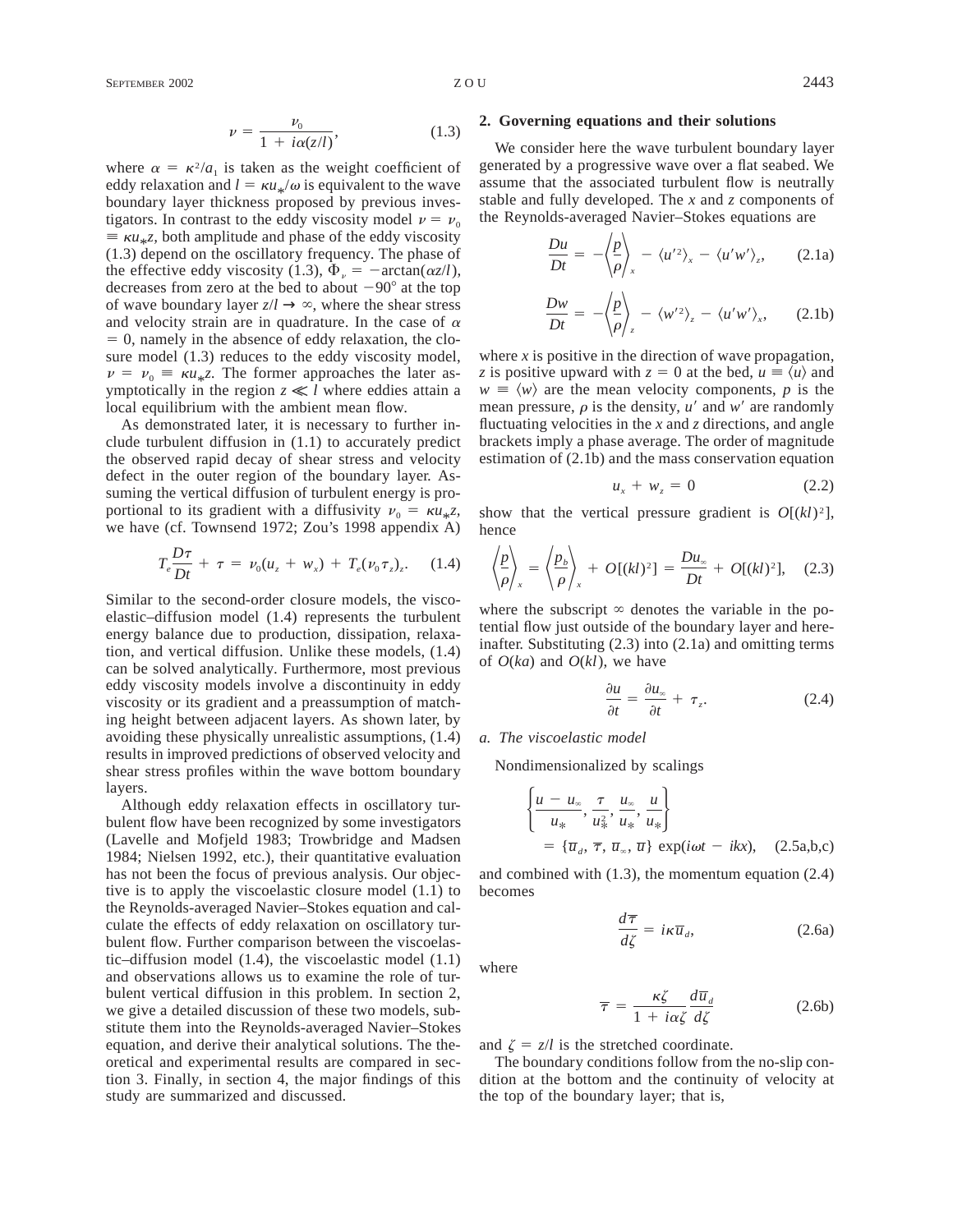$$\nu = \frac{\nu_0}{1 + i\alpha(z/l)}, \tag{1.3}$$

where $\alpha = \kappa^2/a_1$ is taken as the weight coefficient of eddy relaxation and $l = \kappa u_*/\omega$ is equivalent to the wave boundary layer thickness proposed by previous investigators. In contrast to the eddy viscosity model $\nu = \nu_0 \equiv \kappa u_* z$, both amplitude and phase of the eddy viscosity (1.3) depend on the oscillatory frequency. The phase of the effective eddy viscosity (1.3), $\Phi_\nu = -\arctan(\alpha z/l)$, decreases from zero at the bed to about $-90°$ at the top of wave boundary layer $z/l \to \infty$, where the shear stress and velocity strain are in quadrature. In the case of $\alpha = 0$, namely in the absence of eddy relaxation, the closure model (1.3) reduces to the eddy viscosity model, $\nu = \nu_0 \equiv \kappa u_* z$. The former approaches the later asymptotically in the region $z \ll l$ where eddies attain a local equilibrium with the ambient mean flow.

As demonstrated later, it is necessary to further include turbulent diffusion in (1.1) to accurately predict the observed rapid decay of shear stress and velocity defect in the outer region of the boundary layer. Assuming the vertical diffusion of turbulent energy is proportional to its gradient with a diffusivity $\nu_0 = \kappa u_* z$, we have (cf. Townsend 1972; Zou's 1998 appendix A)

$$T_e \frac{D\tau}{Dt} + \tau = \nu_0(u_z + w_x) + T_e(\nu_0 \tau_z)_z. \tag{1.4}$$

Similar to the second-order closure models, the viscoelastic–diffusion model (1.4) represents the turbulent energy balance due to production, dissipation, relaxation, and vertical diffusion. Unlike these models, (1.4) can be solved analytically. Furthermore, most previous eddy viscosity models involve a discontinuity in eddy viscosity or its gradient and a preassumption of matching height between adjacent layers. As shown later, by avoiding these physically unrealistic assumptions, (1.4) results in improved predictions of observed velocity and shear stress profiles within the wave bottom boundary layers.

Although eddy relaxation effects in oscillatory turbulent flow have been recognized by some investigators (Lavelle and Mofjeld 1983; Trowbridge and Madsen 1984; Nielsen 1992, etc.), their quantitative evaluation has not been the focus of previous analysis. Our objective is to apply the viscoelastic closure model (1.1) to the Reynolds-averaged Navier–Stokes equation and calculate the effects of eddy relaxation on oscillatory turbulent flow. Further comparison between the viscoelastic–diffusion model (1.4), the viscoelastic model (1.1) and observations allows us to examine the role of turbulent vertical diffusion in this problem. In section 2, we give a detailed discussion of these two models, substitute them into the Reynolds-averaged Navier–Stokes equation, and derive their analytical solutions. The theoretical and experimental results are compared in section 3. Finally, in section 4, the major findings of this study are summarized and discussed.

## 2. Governing equations and their solutions

We consider here the wave turbulent boundary layer generated by a progressive wave over a flat seabed. We assume that the associated turbulent flow is neutrally stable and fully developed. The $x$ and $z$ components of the Reynolds-averaged Navier–Stokes equations are

$$\frac{Du}{Dt} = -\left\langle \frac{p}{\rho} \right\rangle_x - \langle u'^2 \rangle_x - \langle u'w' \rangle_z, \tag{2.1a}$$

$$\frac{Dw}{Dt} = -\left\langle \frac{p}{\rho} \right\rangle_z - \langle w'^2 \rangle_z - \langle u'w' \rangle_x, \tag{2.1b}$$

where $x$ is positive in the direction of wave propagation, $z$ is positive upward with $z = 0$ at the bed, $u \equiv \langle u \rangle$ and $w \equiv \langle w \rangle$ are the mean velocity components, $p$ is the mean pressure, $\rho$ is the density, $u'$ and $w'$ are randomly fluctuating velocities in the $x$ and $z$ directions, and angle brackets imply a phase average. The order of magnitude estimation of (2.1b) and the mass conservation equation

$$u_x + w_z = 0 \tag{2.2}$$

show that the vertical pressure gradient is $O[(kl)^2]$, hence

$$\left\langle \frac{p}{\rho} \right\rangle_x = \left\langle \frac{p_b}{\rho} \right\rangle_x + O[(kl)^2] = \frac{Du_\infty}{Dt} + O[(kl)^2], \tag{2.3}$$

where the subscript $\infty$ denotes the variable in the potential flow just outside of the boundary layer and hereinafter. Substituting (2.3) into (2.1a) and omitting terms of $O(ka)$ and $O(kl)$, we have

$$\frac{\partial u}{\partial t} = \frac{\partial u_\infty}{\partial t} + \tau_z. \tag{2.4}$$

### *a. The viscoelastic model*

Nondimensionalized by scalings

$$\left\{ \frac{u - u_\infty}{u_*}, \frac{\tau}{u_*^2}, \frac{u_\infty}{u_*}, \frac{u}{u_*} \right\} = \{\overline{u}_d, \overline{\tau}, \overline{u}_\infty, \overline{u}\} \exp(i\omega t - ikx), \tag{2.5a,b,c}$$

and combined with (1.3), the momentum equation (2.4) becomes

$$\frac{d\overline{\tau}}{d\zeta} = i\kappa \overline{u}_d, \tag{2.6a}$$

where

$$\overline{\tau} = \frac{\kappa\zeta}{1 + i\alpha\zeta} \frac{d\overline{u}_d}{d\zeta} \tag{2.6b}$$

and $\zeta = z/l$ is the stretched coordinate.

The boundary conditions follow from the no-slip condition at the bottom and the continuity of velocity at the top of the boundary layer; that is,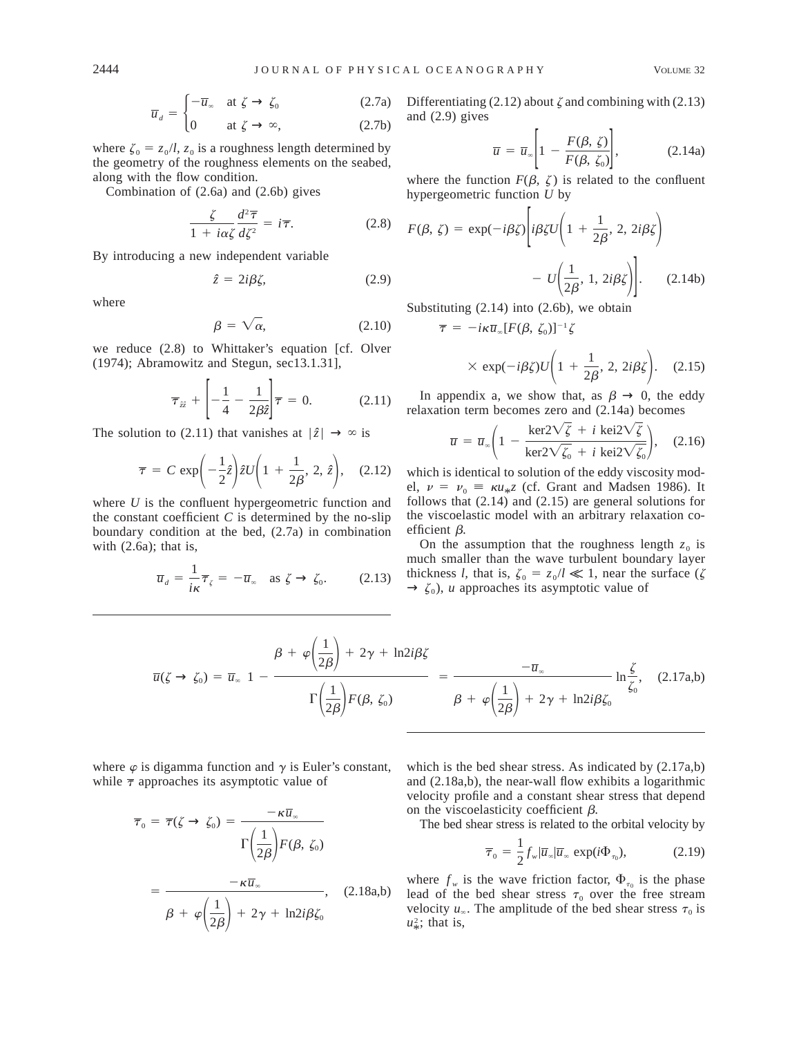$$\overline{u}_d = \begin{cases} -\overline{u}_\infty & \text{at } \zeta \to \zeta_0 \quad (2.7a) \\ 0 & \text{at } \zeta \to \infty, \quad (2.7b) \end{cases}$$

where $\zeta_0 = z_0/l$, $z_0$ is a roughness length determined by the geometry of the roughness elements on the seabed, along with the flow condition.

Combination of (2.6a) and (2.6b) gives

$$\frac{\zeta}{1 + i\alpha\zeta}\frac{d^2\overline{\tau}}{d\zeta^2} = i\overline{\tau}. \tag{2.8}$$

By introducing a new independent variable

$$\hat{z} = 2i\beta\zeta, \tag{2.9}$$

where

$$\beta = \sqrt{\alpha}, \tag{2.10}$$

we reduce (2.8) to Whittaker's equation [cf. Olver (1974); Abramowitz and Stegun, sec13.1.31],

$$\overline{\tau}_{\hat{z}\hat{z}} + \left[-\frac{1}{4} - \frac{1}{2\beta\hat{z}}\right]\overline{\tau} = 0. \tag{2.11}$$

The solution to (2.11) that vanishes at $|\hat{z}| \to \infty$ is

$$\overline{\tau} = C\exp\left(-\frac{1}{2}\hat{z}\right)\hat{z}U\left(1 + \frac{1}{2\beta}, 2, \hat{z}\right), \tag{2.12}$$

where $U$ is the confluent hypergeometric function and the constant coefficient $C$ is determined by the no-slip boundary condition at the bed, (2.7a) in combination with (2.6a); that is,

$$\overline{u}_d = \frac{1}{i\kappa}\overline{\tau}_\zeta = -\overline{u}_\infty \quad \text{as } \zeta \to \zeta_0. \tag{2.13}$$

Differentiating (2.12) about $\zeta$ and combining with (2.13) and (2.9) gives

$$\overline{u} = \overline{u}_\infty\left[1 - \frac{F(\beta, \zeta)}{F(\beta, \zeta_0)}\right], \tag{2.14a}$$

where the function $F(\beta, \zeta)$ is related to the confluent hypergeometric function $U$ by

$$F(\beta, \zeta) = \exp(-i\beta\zeta)\left[i\beta\zeta U\left(1 + \frac{1}{2\beta}, 2, 2i\beta\zeta\right) - U\left(\frac{1}{2\beta}, 1, 2i\beta\zeta\right)\right]. \tag{2.14b}$$

Substituting (2.14) into (2.6b), we obtain

$$\overline{\tau} = -i\kappa\overline{u}_\infty[F(\beta, \zeta_0)]^{-1}\zeta \times \exp(-i\beta\zeta)U\left(1 + \frac{1}{2\beta}, 2, 2i\beta\zeta\right). \tag{2.15}$$

In appendix a, we show that, as $\beta \to 0$, the eddy relaxation term becomes zero and (2.14a) becomes

$$\overline{u} = \overline{u}_\infty\left(1 - \frac{\ker 2\sqrt{\zeta} + i\,\mathrm{kei}2\sqrt{\zeta}}{\ker 2\sqrt{\zeta_0} + i\,\mathrm{kei}2\sqrt{\zeta_0}}\right), \tag{2.16}$$

which is identical to solution of the eddy viscosity model, $\nu = \nu_0 \equiv \kappa u_* z$ (cf. Grant and Madsen 1986). It follows that (2.14) and (2.15) are general solutions for the viscoelastic model with an arbitrary relaxation coefficient $\beta$.

On the assumption that the roughness length $z_0$ is much smaller than the wave turbulent boundary layer thickness $l$, that is, $\zeta_0 = z_0/l \ll 1$, near the surface ($\zeta \to \zeta_0$), $u$ approaches its asymptotic value of

$$\overline{u}(\zeta \to \zeta_0) = \overline{u}_\infty\; 1 - \frac{\beta + \varphi\left(\frac{1}{2\beta}\right) + 2\gamma + \ln 2i\beta\zeta}{\Gamma\left(\frac{1}{2\beta}\right)F(\beta, \zeta_0)} = \frac{-\overline{u}_\infty}{\beta + \varphi\left(\frac{1}{2\beta}\right) + 2\gamma + \ln 2i\beta\zeta_0}\ln\frac{\zeta}{\zeta_0}, \tag{2.17a,b}$$

where $\varphi$ is digamma function and $\gamma$ is Euler's constant, while $\overline{\tau}$ approaches its asymptotic value of

$$\overline{\tau}_0 = \overline{\tau}(\zeta \to \zeta_0) = \frac{-\kappa\overline{u}_\infty}{\Gamma\left(\frac{1}{2\beta}\right)F(\beta, \zeta_0)} = \frac{-\kappa\overline{u}_\infty}{\beta + \varphi\left(\frac{1}{2\beta}\right) + 2\gamma + \ln 2i\beta\zeta_0}, \tag{2.18a,b}$$

which is the bed shear stress. As indicated by (2.17a,b) and (2.18a,b), the near-wall flow exhibits a logarithmic velocity profile and a constant shear stress that depend on the viscoelasticity coefficient $\beta$.

The bed shear stress is related to the orbital velocity by

$$\overline{\tau}_0 = \frac{1}{2}f_w|\overline{u}_\infty|\overline{u}_\infty\exp(i\Phi_{\tau_0}), \tag{2.19}$$

where $f_w$ is the wave friction factor, $\Phi_{\tau_0}$ is the phase lead of the bed shear stress $\tau_0$ over the free stream velocity $u_\infty$. The amplitude of the bed shear stress $\tau_0$ is $u_*^2$; that is,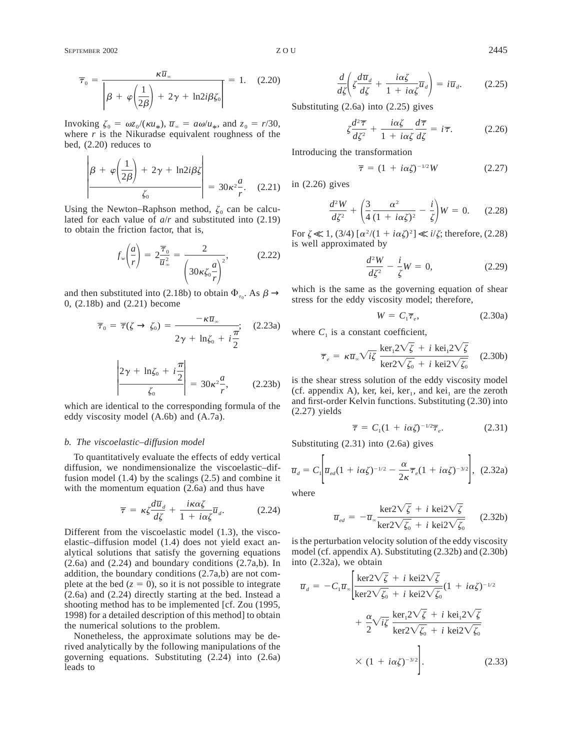$$\overline{\tau}_0 = \frac{\kappa \overline{u}_\infty}{\left|\beta + \varphi\left(\frac{1}{2\beta}\right) + 2\gamma + \ln 2i\beta\zeta_0\right|} = 1. \quad (2.20)$$

Invoking $\zeta_0 = \omega z_0/(\kappa u_*)$, $\overline{u}_\infty = a\omega/u_*$, and $z_0 = r/30$, where $r$ is the Nikuradse equivalent roughness of the bed, (2.20) reduces to

$$\left|\frac{\beta + \varphi\left(\frac{1}{2\beta}\right) + 2\gamma + \ln 2i\beta\zeta}{\zeta_0}\right| = 30\kappa^2\frac{a}{r}. \quad (2.21)$$

Using the Newton–Raphson method, $\zeta_0$ can be calculated for each value of $a/r$ and substituted into (2.19) to obtain the friction factor, that is,

$$f_w\left(\frac{a}{r}\right) = 2\frac{\overline{\tau}_0}{\overline{u}_\infty^2} = \frac{2}{\left(30\kappa\zeta_0\frac{a}{r}\right)^2}, \quad (2.22)$$

and then substituted into (2.18b) to obtain $\Phi_{\tau_0}$. As $\beta \to 0$, (2.18b) and (2.21) become

$$\overline{\tau}_0 = \overline{\tau}(\zeta \to \zeta_0) = \frac{-\kappa\overline{u}_\infty}{2\gamma + \ln\zeta_0 + i\frac{\pi}{2}}; \quad (2.23a)$$

$$\left|\frac{2\gamma + \ln\zeta_0 + i\frac{\pi}{2}}{\zeta_0}\right| = 30\kappa^2\frac{a}{r}, \quad (2.23b)$$

which are identical to the corresponding formula of the eddy viscosity model (A.6b) and (A.7a).

### *b. The viscoelastic–diffusion model*

To quantitatively evaluate the effects of eddy vertical diffusion, we nondimensionalize the viscoelastic–diffusion model (1.4) by the scalings (2.5) and combine it with the momentum equation (2.6a) and thus have

$$\overline{\tau} = \kappa\zeta\frac{d\overline{u}_d}{d\zeta} + \frac{i\kappa\alpha\zeta}{1 + i\alpha\zeta}\overline{u}_d. \quad (2.24)$$

Different from the viscoelastic model (1.3), the viscoelastic–diffusion model (1.4) does not yield exact analytical solutions that satisfy the governing equations (2.6a) and (2.24) and boundary conditions (2.7a,b). In addition, the boundary conditions (2.7a,b) are not complete at the bed ($z = 0$), so it is not possible to integrate (2.6a) and (2.24) directly starting at the bed. Instead a shooting method has to be implemented [cf. Zou (1995, 1998) for a detailed description of this method] to obtain the numerical solutions to the problem.

Nonetheless, the approximate solutions may be derived analytically by the following manipulations of the governing equations. Substituting (2.24) into (2.6a) leads to

$$\frac{d}{d\zeta}\left(\zeta\frac{d\overline{u}_d}{d\zeta} + \frac{i\alpha\zeta}{1 + i\alpha\zeta}\overline{u}_d\right) = i\overline{u}_d. \quad (2.25)$$

Substituting (2.6a) into (2.25) gives

$$\zeta\frac{d^2\overline{\tau}}{d\zeta^2} + \frac{i\alpha\zeta}{1 + i\alpha\zeta}\frac{d\overline{\tau}}{d\zeta} = i\overline{\tau}. \quad (2.26)$$

Introducing the transformation

$$\overline{\tau} = (1 + i\alpha\zeta)^{-1/2}W \quad (2.27)$$

in (2.26) gives

$$\frac{d^2W}{d\zeta^2} + \left(\frac{3}{4}\frac{\alpha^2}{(1 + i\alpha\zeta)^2} - \frac{i}{\zeta}\right)W = 0. \quad (2.28)$$

For $\zeta \ll 1$, $(3/4)\,[\alpha^2/(1 + i\alpha\zeta)^2] \ll i/\zeta$; therefore, (2.28) is well approximated by

$$\frac{d^2W}{d\zeta^2} - \frac{i}{\zeta}W = 0, \quad (2.29)$$

which is the same as the governing equation of shear stress for the eddy viscosity model; therefore,

$$W = C_1\overline{\tau}_e, \quad (2.30a)$$

where $C_1$ is a constant coefficient,

$$\overline{\tau}_e = \kappa\overline{u}_\infty\sqrt{i\zeta}\,\frac{\ker_1 2\sqrt{\zeta} + i\,\mathrm{kei}_1 2\sqrt{\zeta}}{\ker 2\sqrt{\zeta_0} + i\,\mathrm{kei}2\sqrt{\zeta_0}} \quad (2.30b)$$

is the shear stress solution of the eddy viscosity model (cf. appendix A), ker, kei, $\ker_1$, and $\mathrm{kei}_1$ are the zeroth and first-order Kelvin functions. Substituting (2.30) into (2.27) yields

$$\overline{\tau} = C_1(1 + i\alpha\zeta)^{-1/2}\overline{\tau}_e. \quad (2.31)$$

Substituting (2.31) into (2.6a) gives

$$\overline{u}_d = C_1\left[\overline{u}_{ed}(1 + i\alpha\zeta)^{-1/2} - \frac{\alpha}{2\kappa}\overline{\tau}_e(1 + i\alpha\zeta)^{-3/2}\right], \quad (2.32a)$$

where

$$\overline{u}_{ed} = -\overline{u}_\infty\frac{\ker 2\sqrt{\zeta} + i\,\mathrm{kei}2\sqrt{\zeta}}{\ker 2\sqrt{\zeta_0} + i\,\mathrm{kei}2\sqrt{\zeta_0}} \quad (2.32b)$$

is the perturbation velocity solution of the eddy viscosity model (cf. appendix A). Substituting (2.32b) and (2.30b) into (2.32a), we obtain

$$\overline{u}_d = -C_1\overline{u}_\infty\left[\frac{\ker 2\sqrt{\zeta} + i\,\mathrm{kei}2\sqrt{\zeta}}{\ker 2\sqrt{\zeta_0} + i\,\mathrm{kei}2\sqrt{\zeta_0}}(1 + i\alpha\zeta)^{-1/2} + \frac{\alpha}{2}\sqrt{i\zeta}\,\frac{\ker_1 2\sqrt{\zeta} + i\,\mathrm{kei}_1 2\sqrt{\zeta}}{\ker 2\sqrt{\zeta_0} + i\,\mathrm{kei}2\sqrt{\zeta_0}} \times (1 + i\alpha\zeta)^{-3/2}\right]. \quad (2.33)$$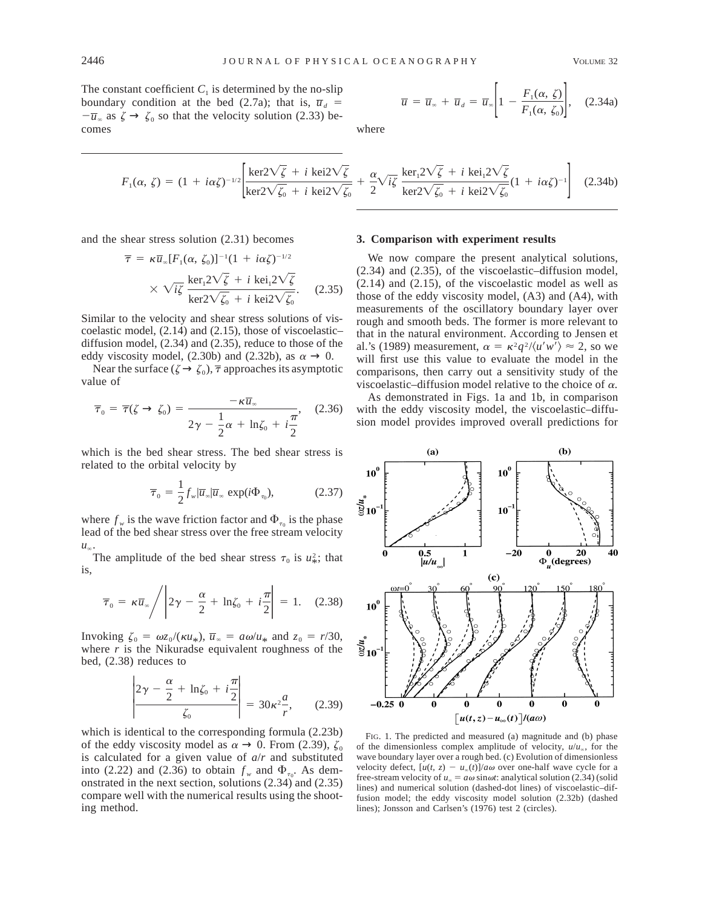The constant coefficient $C_1$ is determined by the no-slip boundary condition at the bed (2.7a); that is, $\overline{u}_d = -\overline{u}_\infty$ as $\zeta \to \zeta_0$ so that the velocity solution (2.33) becomes

$$\overline{u} = \overline{u}_\infty + \overline{u}_d = \overline{u}_\infty\left[1 - \frac{F_1(\alpha, \zeta)}{F_1(\alpha, \zeta_0)}\right], \quad (2.34a)$$

where

$$F_1(\alpha, \zeta) = (1 + i\alpha\zeta)^{-1/2}\left[\frac{\mathrm{ker}2\sqrt{\zeta} + i\,\mathrm{kei}2\sqrt{\zeta}}{\mathrm{ker}2\sqrt{\zeta_0} + i\,\mathrm{kei}2\sqrt{\zeta_0}} + \frac{\alpha}{2}\sqrt{i\zeta}\,\frac{\mathrm{ker}_1 2\sqrt{\zeta} + i\,\mathrm{kei}_1 2\sqrt{\zeta}}{\mathrm{ker}2\sqrt{\zeta_0} + i\,\mathrm{kei}2\sqrt{\zeta_0}}(1 + i\alpha\zeta)^{-1}\right] \quad (2.34b)$$

and the shear stress solution (2.31) becomes

$$\overline{\tau} = \kappa\overline{u}_\infty[F_1(\alpha, \zeta_0)]^{-1}(1 + i\alpha\zeta)^{-1/2} \times \sqrt{i\zeta}\,\frac{\mathrm{ker}_1 2\sqrt{\zeta} + i\,\mathrm{kei}_1 2\sqrt{\zeta}}{\mathrm{ker}2\sqrt{\zeta_0} + i\,\mathrm{kei}2\sqrt{\zeta_0}}. \quad (2.35)$$

Similar to the velocity and shear stress solutions of viscoelastic model, (2.14) and (2.15), those of viscoelastic–diffusion model, (2.34) and (2.35), reduce to those of the eddy viscosity model, (2.30b) and (2.32b), as $\alpha \to 0$.

Near the surface ($\zeta \to \zeta_0$), $\overline{\tau}$ approaches its asymptotic value of

$$\overline{\tau}_0 = \overline{\tau}(\zeta \to \zeta_0) = \frac{-\kappa\overline{u}_\infty}{2\gamma - \frac{1}{2}\alpha + \ln\zeta_0 + i\frac{\pi}{2}}, \quad (2.36)$$

which is the bed shear stress. The bed shear stress is related to the orbital velocity by

$$\overline{\tau}_0 = \frac{1}{2}f_w|\overline{u}_\infty|\overline{u}_\infty\exp(i\Phi_{\tau_0}), \quad (2.37)$$

where $f_w$ is the wave friction factor and $\Phi_{\tau_0}$ is the phase lead of the bed shear stress over the free stream velocity $u_\infty$.

The amplitude of the bed shear stress $\tau_0$ is $u_*^2$; that is,

$$\overline{\tau}_0 = \kappa\overline{u}_\infty\bigg/\left|2\gamma - \frac{\alpha}{2} + \ln\zeta_0 + i\frac{\pi}{2}\right| = 1. \quad (2.38)$$

Invoking $\zeta_0 = \omega z_0/(\kappa u_*)$, $\overline{u}_\infty = a\omega/u_*$ and $z_0 = r/30$, where $r$ is the Nikuradse equivalent roughness of the bed, (2.38) reduces to

$$\left|\frac{2\gamma - \frac{\alpha}{2} + \ln\zeta_0 + i\frac{\pi}{2}}{\zeta_0}\right| = 30\kappa^2\frac{a}{r}, \quad (2.39)$$

which is identical to the corresponding formula (2.23b) of the eddy viscosity model as $\alpha \to 0$. From (2.39), $\zeta_0$ is calculated for a given value of $a/r$ and substituted into (2.22) and (2.36) to obtain $f_w$ and $\Phi_{\tau_0}$. As demonstrated in the next section, solutions (2.34) and (2.35) compare well with the numerical results using the shooting method.

## 3. Comparison with experiment results

We now compare the present analytical solutions, (2.34) and (2.35), of the viscoelastic–diffusion model, (2.14) and (2.15), of the viscoelastic model as well as those of the eddy viscosity model, (A3) and (A4), with measurements of the oscillatory boundary layer over rough and smooth beds. The former is more relevant to that in the natural environment. According to Jensen et al.'s (1989) measurement, $\alpha = \kappa^2 q^2/\langle u'w'\rangle \approx 2$, so we will first use this value to evaluate the model in the comparisons, then carry out a sensitivity study of the viscoelastic–diffusion model relative to the choice of $\alpha$.

As demonstrated in Figs. 1a and 1b, in comparison with the eddy viscosity model, the viscoelastic–diffusion model provides improved overall predictions for

FIG. 1. The predicted and measured (a) magnitude and (b) phase of the dimensionless complex amplitude of velocity, $u/u_\infty$, for the wave boundary layer over a rough bed. (c) Evolution of dimensionless velocity defect, $[u(t, z) - u_\infty(t)]/a\omega$ over one-half wave cycle for a free-stream velocity of $u_\infty = a\omega\sin\omega t$: analytical solution (2.34) (solid lines) and numerical solution (dashed-dot lines) of viscoelastic–diffusion model; the eddy viscosity model solution (2.32b) (dashed lines); Jonsson and Carlsen's (1976) test 2 (circles).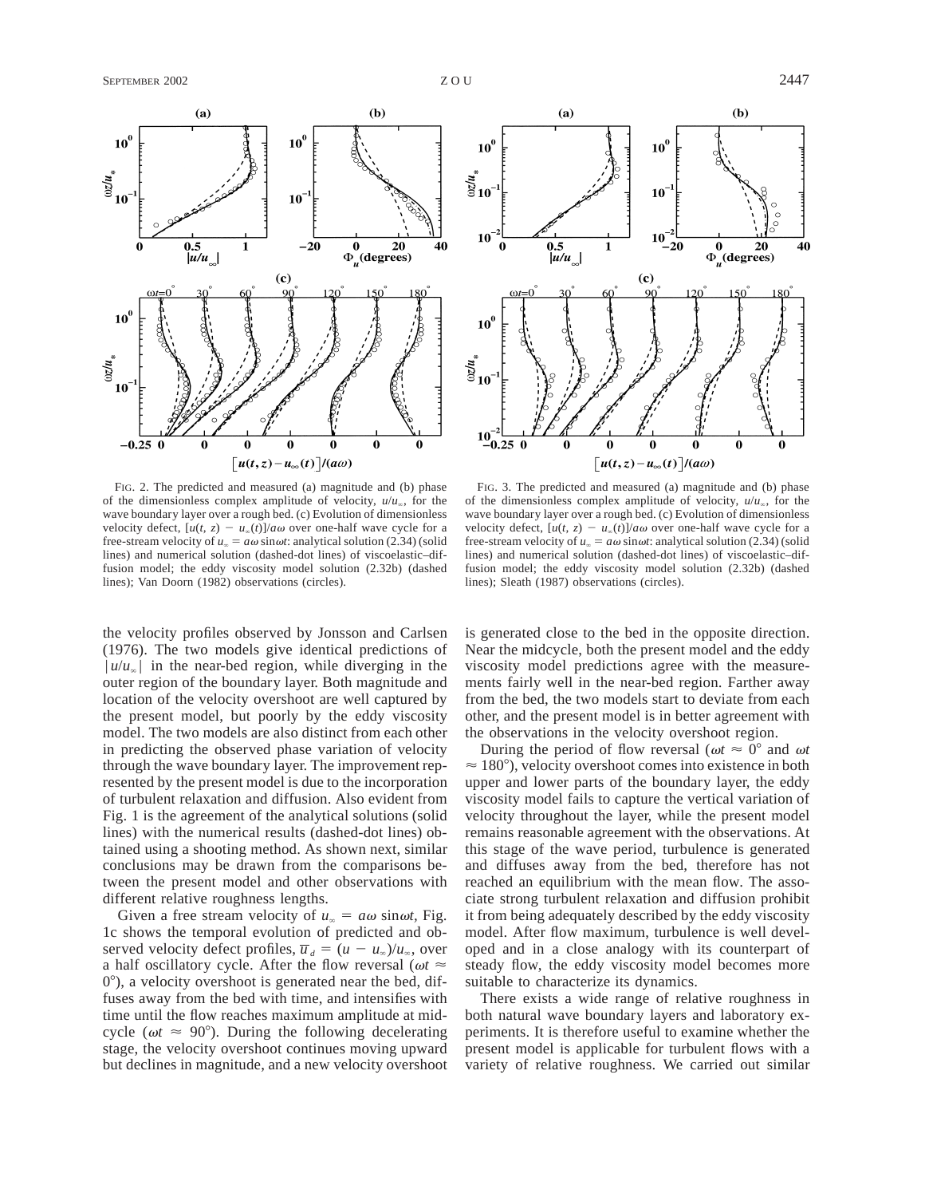FIG. 2. The predicted and measured (a) magnitude and (b) phase of the dimensionless complex amplitude of velocity, $u/u_\infty$, for the wave boundary layer over a rough bed. (c) Evolution of dimensionless velocity defect, $[u(t, z) - u_\infty(t)]/a\omega$ over one-half wave cycle for a free-stream velocity of $u_\infty = a\omega \sin\omega t$: analytical solution (2.34) (solid lines) and numerical solution (dashed-dot lines) of viscoelastic–diffusion model; the eddy viscosity model solution (2.32b) (dashed lines); Van Doorn (1982) observations (circles).

FIG. 3. The predicted and measured (a) magnitude and (b) phase of the dimensionless complex amplitude of velocity, $u/u_\infty$, for the wave boundary layer over a rough bed. (c) Evolution of dimensionless velocity defect, $[u(t, z) - u_\infty(t)]/a\omega$ over one-half wave cycle for a free-stream velocity of $u_\infty = a\omega \sin\omega t$: analytical solution (2.34) (solid lines) and numerical solution (dashed-dot lines) of viscoelastic–diffusion model; the eddy viscosity model solution (2.32b) (dashed lines); Sleath (1987) observations (circles).

the velocity profiles observed by Jonsson and Carlsen (1976). The two models give identical predictions of $|u/u_\infty|$ in the near-bed region, while diverging in the outer region of the boundary layer. Both magnitude and location of the velocity overshoot are well captured by the present model, but poorly by the eddy viscosity model. The two models are also distinct from each other in predicting the observed phase variation of velocity through the wave boundary layer. The improvement represented by the present model is due to the incorporation of turbulent relaxation and diffusion. Also evident from Fig. 1 is the agreement of the analytical solutions (solid lines) with the numerical results (dashed-dot lines) obtained using a shooting method. As shown next, similar conclusions may be drawn from the comparisons between the present model and other observations with different relative roughness lengths.

Given a free stream velocity of $u_\infty = a\omega \sin\omega t$, Fig. 1c shows the temporal evolution of predicted and observed velocity defect profiles, $\overline{u}_d = (u - u_\infty)/u_\infty$, over a half oscillatory cycle. After the flow reversal ($\omega t \approx 0°$), a velocity overshoot is generated near the bed, diffuses away from the bed with time, and intensifies with time until the flow reaches maximum amplitude at midcycle ($\omega t \approx 90°$). During the following decelerating stage, the velocity overshoot continues moving upward but declines in magnitude, and a new velocity overshoot is generated close to the bed in the opposite direction. Near the midcycle, both the present model and the eddy viscosity model predictions agree with the measurements fairly well in the near-bed region. Farther away from the bed, the two models start to deviate from each other, and the present model is in better agreement with the observations in the velocity overshoot region.

During the period of flow reversal ($\omega t \approx 0°$ and $\omega t \approx 180°$), velocity overshoot comes into existence in both upper and lower parts of the boundary layer, the eddy viscosity model fails to capture the vertical variation of velocity throughout the layer, while the present model remains reasonable agreement with the observations. At this stage of the wave period, turbulence is generated and diffuses away from the bed, therefore has not reached an equilibrium with the mean flow. The associate strong turbulent relaxation and diffusion prohibit it from being adequately described by the eddy viscosity model. After flow maximum, turbulence is well developed and in a close analogy with its counterpart of steady flow, the eddy viscosity model becomes more suitable to characterize its dynamics.

There exists a wide range of relative roughness in both natural wave boundary layers and laboratory experiments. It is therefore useful to examine whether the present model is applicable for turbulent flows with a variety of relative roughness. We carried out similar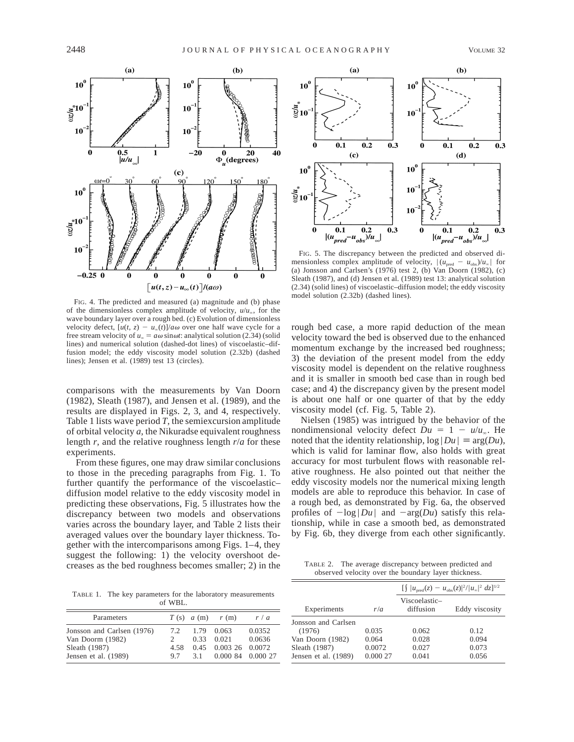FIG. 4. The predicted and measured (a) magnitude and (b) phase of the dimensionless complex amplitude of velocity, $u/u_\infty$, for the wave boundary layer over a rough bed. (c) Evolution of dimensionless velocity defect, $[u(t, z) - u_\infty(t)]/a\omega$ over one half wave cycle for a free stream velocity of $u_\infty = a\omega \sin\omega t$: analytical solution (2.34) (solid lines) and numerical solution (dashed-dot lines) of viscoelastic–diffusion model; the eddy viscosity model solution (2.32b) (dashed lines); Jensen et al. (1989) test 13 (circles).

FIG. 5. The discrepancy between the predicted and observed dimensionless complex amplitude of velocity, $|(u_{\rm pred} - u_{\rm obs})/u_\infty|$ for (a) Jonsson and Carlsen's (1976) test 2, (b) Van Doorn (1982), (c) Sleath (1987), and (d) Jensen et al. (1989) test 13: analytical solution (2.34) (solid lines) of viscoelastic–diffusion model; the eddy viscosity model solution (2.32b) (dashed lines).

comparisons with the measurements by Van Doorn (1982), Sleath (1987), and Jensen et al. (1989), and the results are displayed in Figs. 2, 3, and 4, respectively. Table 1 lists wave period $T$, the semiexcursion amplitude of orbital velocity $a$, the Nikuradse equivalent roughness length $r$, and the relative roughness length $r/a$ for these experiments.

From these figures, one may draw similar conclusions to those in the preceding paragraphs from Fig. 1. To further quantify the performance of the viscoelastic–diffusion model relative to the eddy viscosity model in predicting these observations, Fig. 5 illustrates how the discrepancy between two models and observations varies across the boundary layer, and Table 2 lists their averaged values over the boundary layer thickness. Together with the intercomparisons among Figs. 1–4, they suggest the following: 1) the velocity overshoot decreases as the bed roughness becomes smaller; 2) in the rough bed case, a more rapid deduction of the mean velocity toward the bed is observed due to the enhanced momentum exchange by the increased bed roughness; 3) the deviation of the present model from the eddy viscosity model is dependent on the relative roughness and it is smaller in smooth bed case than in rough bed case; and 4) the discrepancy given by the present model is about one half or one quarter of that by the eddy viscosity model (cf. Fig. 5, Table 2).

Nielsen (1985) was intrigued by the behavior of the nondimensional velocity defect $Du = 1 - u/u_\infty$. He noted that the identity relationship, $\log|Du| \equiv \arg(Du)$, which is valid for laminar flow, also holds with great accuracy for most turbulent flows with reasonable relative roughness. He also pointed out that neither the eddy viscosity models nor the numerical mixing length models are able to reproduce this behavior. In case of a rough bed, as demonstrated by Fig. 6a, the observed profiles of $-\log|Du|$ and $-\arg(Du)$ satisfy this relationship, while in case a smooth bed, as demonstrated by Fig. 6b, they diverge from each other significantly.

TABLE 1. The key parameters for the laboratory measurements of WBL.

| Parameters | $T$ (s) | $a$ (m) | $r$ (m) | $r$ / $a$ |
|---|---|---|---|---|
| Jonsson and Carlsen (1976) | 7.2 | 1.79 | 0.063 | 0.0352 |
| Van Doorn (1982) | 2 | 0.33 | 0.021 | 0.0636 |
| Sleath (1987) | 4.58 | 0.45 | 0.003 26 | 0.0072 |
| Jensen et al. (1989) | 9.7 | 3.1 | 0.000 84 | 0.000 27 |

TABLE 2. The average discrepancy between predicted and observed velocity over the boundary layer thickness.

| | | $[\int \lvert u_{\rm pred}(z) - u_{\rm obs}(z)\rvert^2/\lvert u_\infty\rvert^2\, dz]^{1/2}$ | |
|---|---|---|---|
| Experiments | $r/a$ | Viscoelastic–diffusion | Eddy viscosity |
| Jonsson and Carlsen (1976) | 0.035 | 0.062 | 0.12 |
| Van Doorn (1982) | 0.064 | 0.028 | 0.094 |
| Sleath (1987) | 0.0072 | 0.027 | 0.073 |
| Jensen et al. (1989) | 0.000 27 | 0.041 | 0.056 |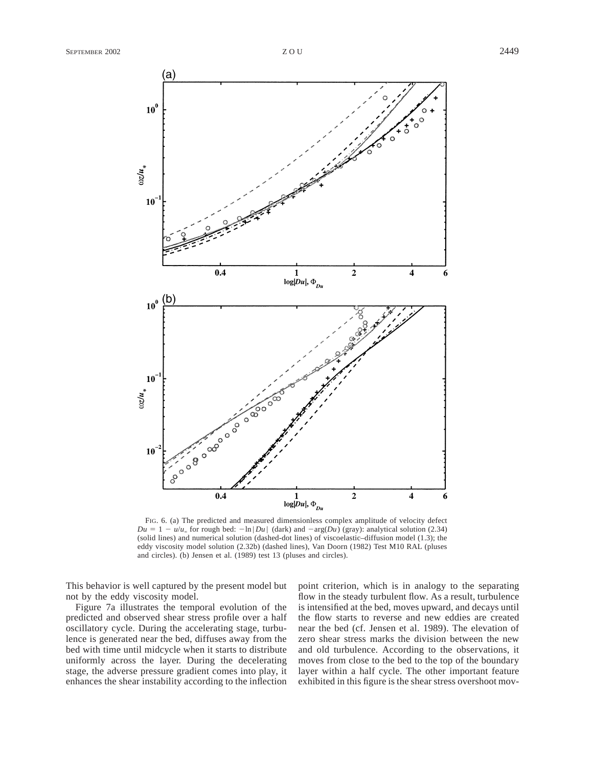FIG. 6. (a) The predicted and measured dimensionless complex amplitude of velocity defect $Du = 1 - u/u_\infty$ for rough bed: $-\ln|Du|$ (dark) and $-\arg(Du)$ (gray): analytical solution (2.34) (solid lines) and numerical solution (dashed-dot lines) of viscoelastic–diffusion model (1.3); the eddy viscosity model solution (2.32b) (dashed lines), Van Doorn (1982) Test M10 RAL (pluses and circles). (b) Jensen et al. (1989) test 13 (pluses and circles).

This behavior is well captured by the present model but not by the eddy viscosity model.

Figure 7a illustrates the temporal evolution of the predicted and observed shear stress profile over a half oscillatory cycle. During the accelerating stage, turbulence is generated near the bed, diffuses away from the bed with time until midcycle when it starts to distribute uniformly across the layer. During the decelerating stage, the adverse pressure gradient comes into play, it enhances the shear instability according to the inflection point criterion, which is in analogy to the separating flow in the steady turbulent flow. As a result, turbulence is intensified at the bed, moves upward, and decays until the flow starts to reverse and new eddies are created near the bed (cf. Jensen et al. 1989). The elevation of zero shear stress marks the division between the new and old turbulence. According to the observations, it moves from close to the bed to the top of the boundary layer within a half cycle. The other important feature exhibited in this figure is the shear stress overshoot mov-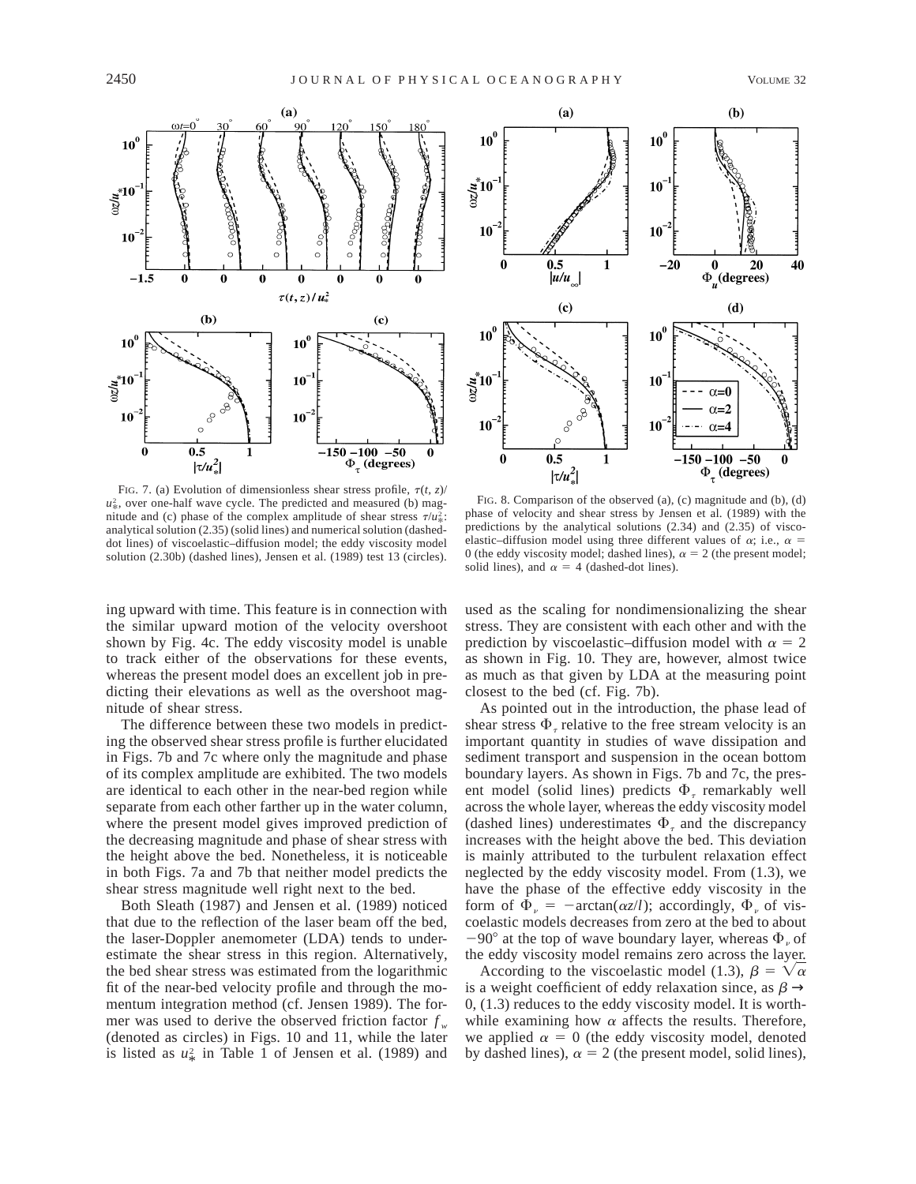FIG. 7. (a) Evolution of dimensionless shear stress profile, $\tau(t, z)/u_*^2$, over one-half wave cycle. The predicted and measured (b) magnitude and (c) phase of the complex amplitude of shear stress $\tau/u_*^2$: analytical solution (2.35) (solid lines) and numerical solution (dashed-dot lines) of viscoelastic–diffusion model; the eddy viscosity model solution (2.30b) (dashed lines), Jensen et al. (1989) test 13 (circles).

FIG. 8. Comparison of the observed (a), (c) magnitude and (b), (d) phase of velocity and shear stress by Jensen et al. (1989) with the predictions by the analytical solutions (2.34) and (2.35) of viscoelastic–diffusion model using three different values of $\alpha$; i.e., $\alpha = 0$ (the eddy viscosity model; dashed lines), $\alpha = 2$ (the present model; solid lines), and $\alpha = 4$ (dashed-dot lines).

ing upward with time. This feature is in connection with the similar upward motion of the velocity overshoot shown by Fig. 4c. The eddy viscosity model is unable to track either of the observations for these events, whereas the present model does an excellent job in predicting their elevations as well as the overshoot magnitude of shear stress.

The difference between these two models in predicting the observed shear stress profile is further elucidated in Figs. 7b and 7c where only the magnitude and phase of its complex amplitude are exhibited. The two models are identical to each other in the near-bed region while separate from each other farther up in the water column, where the present model gives improved prediction of the decreasing magnitude and phase of shear stress with the height above the bed. Nonetheless, it is noticeable in both Figs. 7a and 7b that neither model predicts the shear stress magnitude well right next to the bed.

Both Sleath (1987) and Jensen et al. (1989) noticed that due to the reflection of the laser beam off the bed, the laser-Doppler anemometer (LDA) tends to underestimate the shear stress in this region. Alternatively, the bed shear stress was estimated from the logarithmic fit of the near-bed velocity profile and through the momentum integration method (cf. Jensen 1989). The former was used to derive the observed friction factor $f_w$ (denoted as circles) in Figs. 10 and 11, while the later is listed as $u_*^2$ in Table 1 of Jensen et al. (1989) and used as the scaling for nondimensionalizing the shear stress. They are consistent with each other and with the prediction by viscoelastic–diffusion model with $\alpha = 2$ as shown in Fig. 10. They are, however, almost twice as much as that given by LDA at the measuring point closest to the bed (cf. Fig. 7b).

As pointed out in the introduction, the phase lead of shear stress $\Phi_\tau$ relative to the free stream velocity is an important quantity in studies of wave dissipation and sediment transport and suspension in the ocean bottom boundary layers. As shown in Figs. 7b and 7c, the present model (solid lines) predicts $\Phi_\tau$ remarkably well across the whole layer, whereas the eddy viscosity model (dashed lines) underestimates $\Phi_\tau$ and the discrepancy increases with the height above the bed. This deviation is mainly attributed to the turbulent relaxation effect neglected by the eddy viscosity model. From (1.3), we have the phase of the effective eddy viscosity in the form of $\Phi_\nu = -\arctan(\alpha z/l)$; accordingly, $\Phi_\nu$ of viscoelastic models decreases from zero at the bed to about $-90°$ at the top of wave boundary layer, whereas $\Phi_\nu$ of the eddy viscosity model remains zero across the layer.

According to the viscoelastic model (1.3), $\beta = \sqrt{\alpha}$ is a weight coefficient of eddy relaxation since, as $\beta \rightarrow 0$, (1.3) reduces to the eddy viscosity model. It is worthwhile examining how $\alpha$ affects the results. Therefore, we applied $\alpha = 0$ (the eddy viscosity model, denoted by dashed lines), $\alpha = 2$ (the present model, solid lines),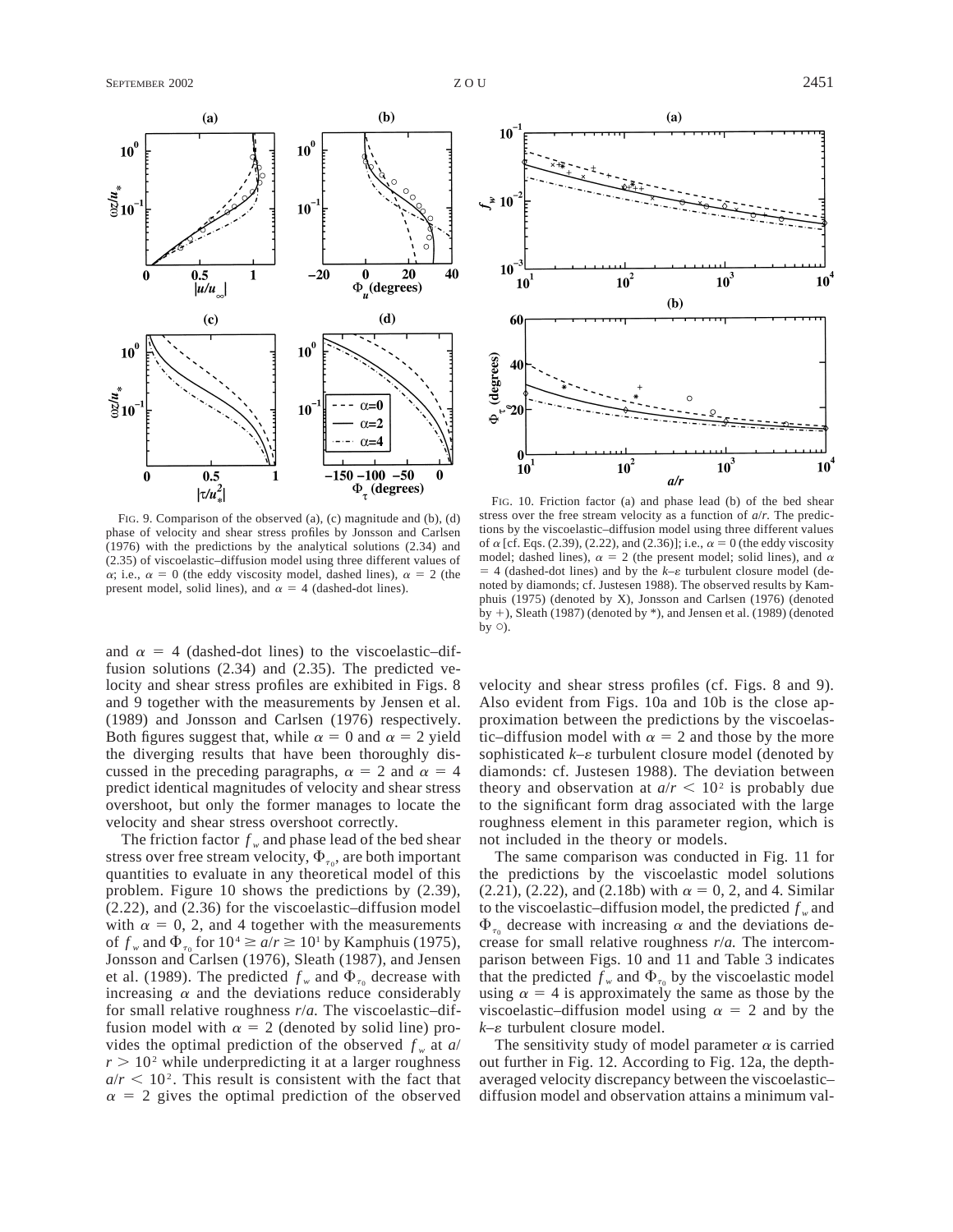FIG. 9. Comparison of the observed (a), (c) magnitude and (b), (d) phase of velocity and shear stress profiles by Jonsson and Carlsen (1976) with the predictions by the analytical solutions (2.34) and (2.35) of viscoelastic–diffusion model using three different values of $\alpha$; i.e., $\alpha = 0$ (the eddy viscosity model, dashed lines), $\alpha = 2$ (the present model, solid lines), and $\alpha = 4$ (dashed-dot lines).

FIG. 10. Friction factor (a) and phase lead (b) of the bed shear stress over the free stream velocity as a function of $a/r$. The predictions by the viscoelastic–diffusion model using three different values of $\alpha$ [cf. Eqs. (2.39), (2.22), and (2.36)]; i.e., $\alpha = 0$ (the eddy viscosity model; dashed lines), $\alpha = 2$ (the present model; solid lines), and $\alpha = 4$ (dashed-dot lines) and by the $k$–$\varepsilon$ turbulent closure model (denoted by diamonds; cf. Justesen 1988). The observed results by Kamphuis (1975) (denoted by X), Jonsson and Carlsen (1976) (denoted by +), Sleath (1987) (denoted by *), and Jensen et al. (1989) (denoted by ○).

and $\alpha = 4$ (dashed-dot lines) to the viscoelastic–diffusion solutions (2.34) and (2.35). The predicted velocity and shear stress profiles are exhibited in Figs. 8 and 9 together with the measurements by Jensen et al. (1989) and Jonsson and Carlsen (1976) respectively. Both figures suggest that, while $\alpha = 0$ and $\alpha = 2$ yield the diverging results that have been thoroughly discussed in the preceding paragraphs, $\alpha = 2$ and $\alpha = 4$ predict identical magnitudes of velocity and shear stress overshoot, but only the former manages to locate the velocity and shear stress overshoot correctly.

The friction factor $f_w$ and phase lead of the bed shear stress over free stream velocity, $\Phi_{\tau_0}$, are both important quantities to evaluate in any theoretical model of this problem. Figure 10 shows the predictions by (2.39), (2.22), and (2.36) for the viscoelastic–diffusion model with $\alpha = 0$, 2, and 4 together with the measurements of $f_w$ and $\Phi_{\tau_0}$ for $10^4 \geq a/r \geq 10^1$ by Kamphuis (1975), Jonsson and Carlsen (1976), Sleath (1987), and Jensen et al. (1989). The predicted $f_w$ and $\Phi_{\tau_0}$ decrease with increasing $\alpha$ and the deviations reduce considerably for small relative roughness $r/a$. The viscoelastic–diffusion model with $\alpha = 2$ (denoted by solid line) provides the optimal prediction of the observed $f_w$ at $a/r > 10^2$ while underpredicting it at a larger roughness $a/r < 10^2$. This result is consistent with the fact that $\alpha = 2$ gives the optimal prediction of the observed velocity and shear stress profiles (cf. Figs. 8 and 9). Also evident from Figs. 10a and 10b is the close approximation between the predictions by the viscoelastic–diffusion model with $\alpha = 2$ and those by the more sophisticated $k$–$\varepsilon$ turbulent closure model (denoted by diamonds: cf. Justesen 1988). The deviation between theory and observation at $a/r < 10^2$ is probably due to the significant form drag associated with the large roughness element in this parameter region, which is not included in the theory or models.

The same comparison was conducted in Fig. 11 for the predictions by the viscoelastic model solutions (2.21), (2.22), and (2.18b) with $\alpha = 0$, 2, and 4. Similar to the viscoelastic–diffusion model, the predicted $f_w$ and $\Phi_{\tau_0}$ decrease with increasing $\alpha$ and the deviations decrease for small relative roughness $r/a$. The intercomparison between Figs. 10 and 11 and Table 3 indicates that the predicted $f_w$ and $\Phi_{\tau_0}$ by the viscoelastic model using $\alpha = 4$ is approximately the same as those by the viscoelastic–diffusion model using $\alpha = 2$ and by the $k$–$\varepsilon$ turbulent closure model.

The sensitivity study of model parameter $\alpha$ is carried out further in Fig. 12. According to Fig. 12a, the depth-averaged velocity discrepancy between the viscoelastic–diffusion model and observation attains a minimum val-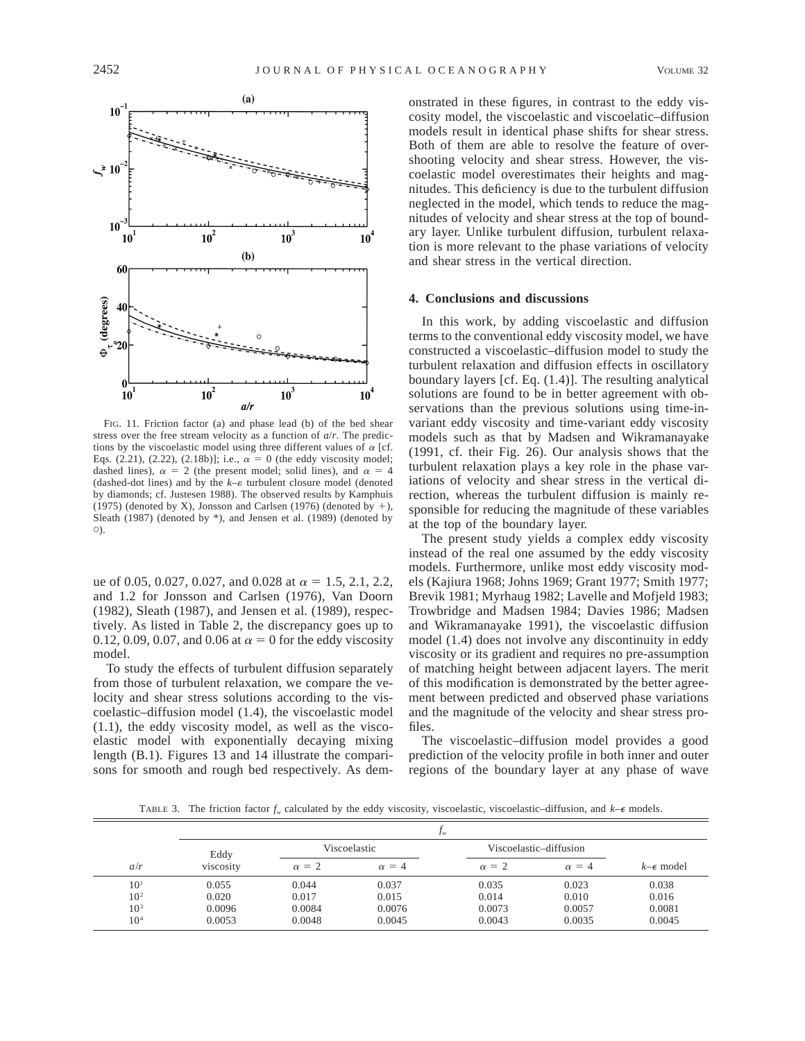FIG. 11. Friction factor (a) and phase lead (b) of the bed shear stress over the free stream velocity as a function of $a/r$. The predictions by the viscoelastic model using three different values of $\alpha$ [cf. Eqs. (2.21), (2.22), (2.18b)]; i.e., $\alpha = 0$ (the eddy viscosity model; dashed lines), $\alpha = 2$ (the present model; solid lines), and $\alpha = 4$ (dashed-dot lines) and by the $k$–$\varepsilon$ turbulent closure model (denoted by diamonds; cf. Justesen 1988). The observed results by Kamphuis (1975) (denoted by X), Jonsson and Carlsen (1976) (denoted by +), Sleath (1987) (denoted by *), and Jensen et al. (1989) (denoted by ○).

ue of 0.05, 0.027, 0.027, and 0.028 at $\alpha = 1.5$, 2.1, 2.2, and 1.2 for Jonsson and Carlsen (1976), Van Doorn (1982), Sleath (1987), and Jensen et al. (1989), respectively. As listed in Table 2, the discrepancy goes up to 0.12, 0.09, 0.07, and 0.06 at $\alpha = 0$ for the eddy viscosity model.

To study the effects of turbulent diffusion separately from those of turbulent relaxation, we compare the velocity and shear stress solutions according to the viscoelastic–diffusion model (1.4), the viscoelastic model (1.1), the eddy viscosity model, as well as the viscoelastic model with exponentially decaying mixing length (B.1). Figures 13 and 14 illustrate the comparisons for smooth and rough bed respectively. As demonstrated in these figures, in contrast to the eddy viscosity model, the viscoelastic and viscoelatic–diffusion models result in identical phase shifts for shear stress. Both of them are able to resolve the feature of overshooting velocity and shear stress. However, the viscoelastic model overestimates their heights and magnitudes. This deficiency is due to the turbulent diffusion neglected in the model, which tends to reduce the magnitudes of velocity and shear stress at the top of boundary layer. Unlike turbulent diffusion, turbulent relaxation is more relevant to the phase variations of velocity and shear stress in the vertical direction.

## 4. Conclusions and discussions

In this work, by adding viscoelastic and diffusion terms to the conventional eddy viscosity model, we have constructed a viscoelastic–diffusion model to study the turbulent relaxation and diffusion effects in oscillatory boundary layers [cf. Eq. (1.4)]. The resulting analytical solutions are found to be in better agreement with observations than the previous solutions using time-invariant eddy viscosity and time-variant eddy viscosity models such as that by Madsen and Wikramanayake (1991, cf. their Fig. 26). Our analysis shows that the turbulent relaxation plays a key role in the phase variations of velocity and shear stress in the vertical direction, whereas the turbulent diffusion is mainly responsible for reducing the magnitude of these variables at the top of the boundary layer.

The present study yields a complex eddy viscosity instead of the real one assumed by the eddy viscosity models. Furthermore, unlike most eddy viscosity models (Kajiura 1968; Johns 1969; Grant 1977; Smith 1977; Brevik 1981; Myrhaug 1982; Lavelle and Mofjeld 1983; Trowbridge and Madsen 1984; Davies 1986; Madsen and Wikramanayake 1991), the viscoelastic diffusion model (1.4) does not involve any discontinuity in eddy viscosity or its gradient and requires no pre-assumption of matching height between adjacent layers. The merit of this modification is demonstrated by the better agreement between predicted and observed phase variations and the magnitude of the velocity and shear stress profiles.

The viscoelastic–diffusion model provides a good prediction of the velocity profile in both inner and outer regions of the boundary layer at any phase of wave

TABLE 3. The friction factor $f_w$ calculated by the eddy viscosity, viscoelastic, viscoelastic–diffusion, and $k$–$\epsilon$ models.

| | $f_w$ | | | | | |
|---|---|---|---|---|---|---|
| | Eddy | Viscoelastic | | Viscoelastic–diffusion | | |
| $a/r$ | viscosity | $\alpha = 2$ | $\alpha = 4$ | $\alpha = 2$ | $\alpha = 4$ | $k$–$\epsilon$ model |
| $10^1$ | 0.055 | 0.044 | 0.037 | 0.035 | 0.023 | 0.038 |
| $10^2$ | 0.020 | 0.017 | 0.015 | 0.014 | 0.010 | 0.016 |
| $10^3$ | 0.0096 | 0.0084 | 0.0076 | 0.0073 | 0.0057 | 0.0081 |
| $10^4$ | 0.0053 | 0.0048 | 0.0045 | 0.0043 | 0.0035 | 0.0045 |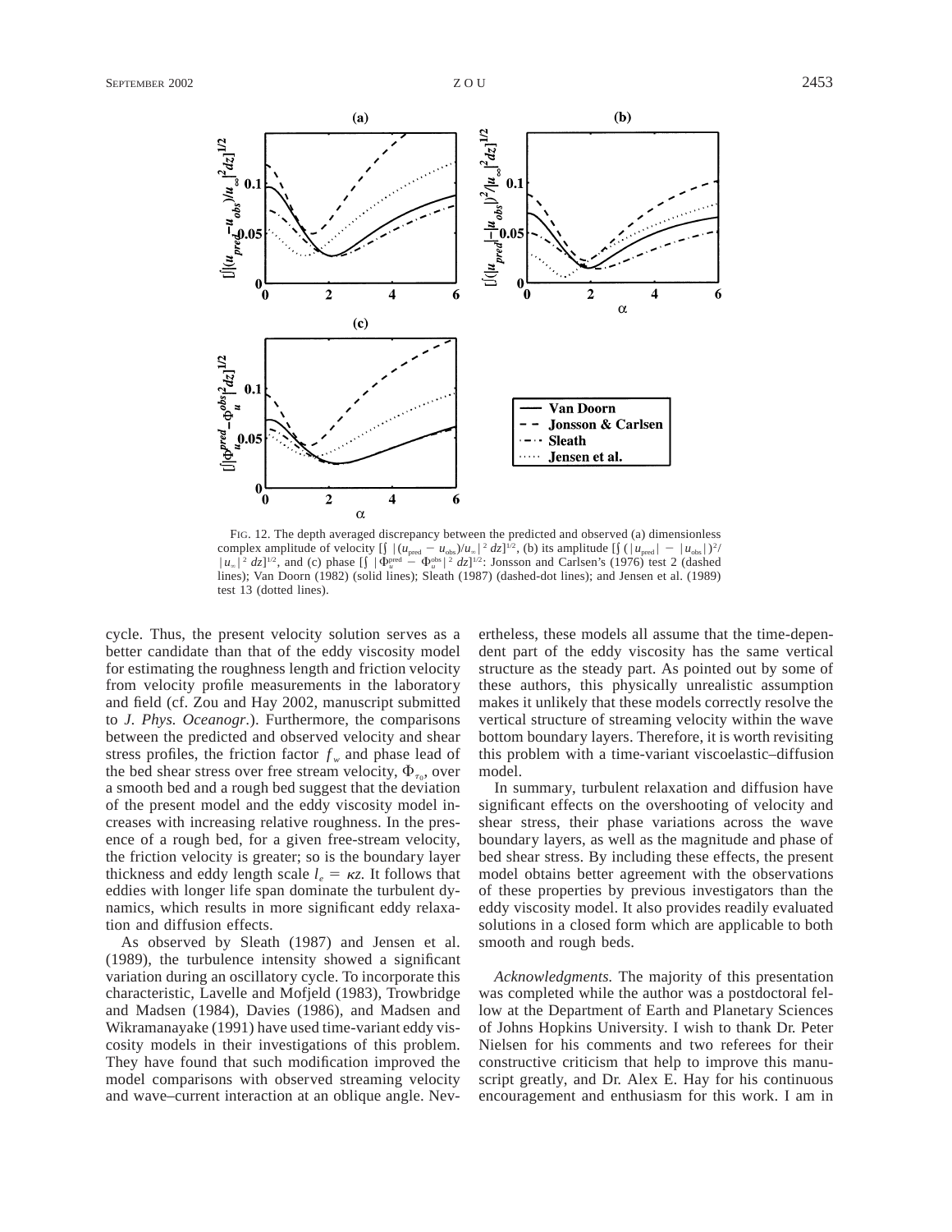FIG. 12. The depth averaged discrepancy between the predicted and observed (a) dimensionless complex amplitude of velocity $[\int |(u_{\text{pred}} - u_{\text{obs}})/u_\infty|^2 dz]^{1/2}$, (b) its amplitude $[\int (|u_{\text{pred}}| - |u_{\text{obs}}|)^2/|u_\infty|^2 dz]^{1/2}$, and (c) phase $[\int |\Phi_u^{\text{pred}} - \Phi_u^{\text{obs}}|^2 dz]^{1/2}$: Jonsson and Carlsen's (1976) test 2 (dashed lines); Van Doorn (1982) (solid lines); Sleath (1987) (dashed-dot lines); and Jensen et al. (1989) test 13 (dotted lines).

cycle. Thus, the present velocity solution serves as a better candidate than that of the eddy viscosity model for estimating the roughness length and friction velocity from velocity profile measurements in the laboratory and field (cf. Zou and Hay 2002, manuscript submitted to *J. Phys. Oceanogr.*). Furthermore, the comparisons between the predicted and observed velocity and shear stress profiles, the friction factor $f_w$ and phase lead of the bed shear stress over free stream velocity, $\Phi_{\tau_0}$, over a smooth bed and a rough bed suggest that the deviation of the present model and the eddy viscosity model increases with increasing relative roughness. In the presence of a rough bed, for a given free-stream velocity, the friction velocity is greater; so is the boundary layer thickness and eddy length scale $l_e = \kappa z$. It follows that eddies with longer life span dominate the turbulent dynamics, which results in more significant eddy relaxation and diffusion effects.

As observed by Sleath (1987) and Jensen et al. (1989), the turbulence intensity showed a significant variation during an oscillatory cycle. To incorporate this characteristic, Lavelle and Mofjeld (1983), Trowbridge and Madsen (1984), Davies (1986), and Madsen and Wikramanayake (1991) have used time-variant eddy viscosity models in their investigations of this problem. They have found that such modification improved the model comparisons with observed streaming velocity and wave–current interaction at an oblique angle. Nevertheless, these models all assume that the time-dependent part of the eddy viscosity has the same vertical structure as the steady part. As pointed out by some of these authors, this physically unrealistic assumption makes it unlikely that these models correctly resolve the vertical structure of streaming velocity within the wave bottom boundary layers. Therefore, it is worth revisiting this problem with a time-variant viscoelastic–diffusion model.

In summary, turbulent relaxation and diffusion have significant effects on the overshooting of velocity and shear stress, their phase variations across the wave boundary layers, as well as the magnitude and phase of bed shear stress. By including these effects, the present model obtains better agreement with the observations of these properties by previous investigators than the eddy viscosity model. It also provides readily evaluated solutions in a closed form which are applicable to both smooth and rough beds.

*Acknowledgments.* The majority of this presentation was completed while the author was a postdoctoral fellow at the Department of Earth and Planetary Sciences of Johns Hopkins University. I wish to thank Dr. Peter Nielsen for his comments and two referees for their constructive criticism that help to improve this manuscript greatly, and Dr. Alex E. Hay for his continuous encouragement and enthusiasm for this work. I am in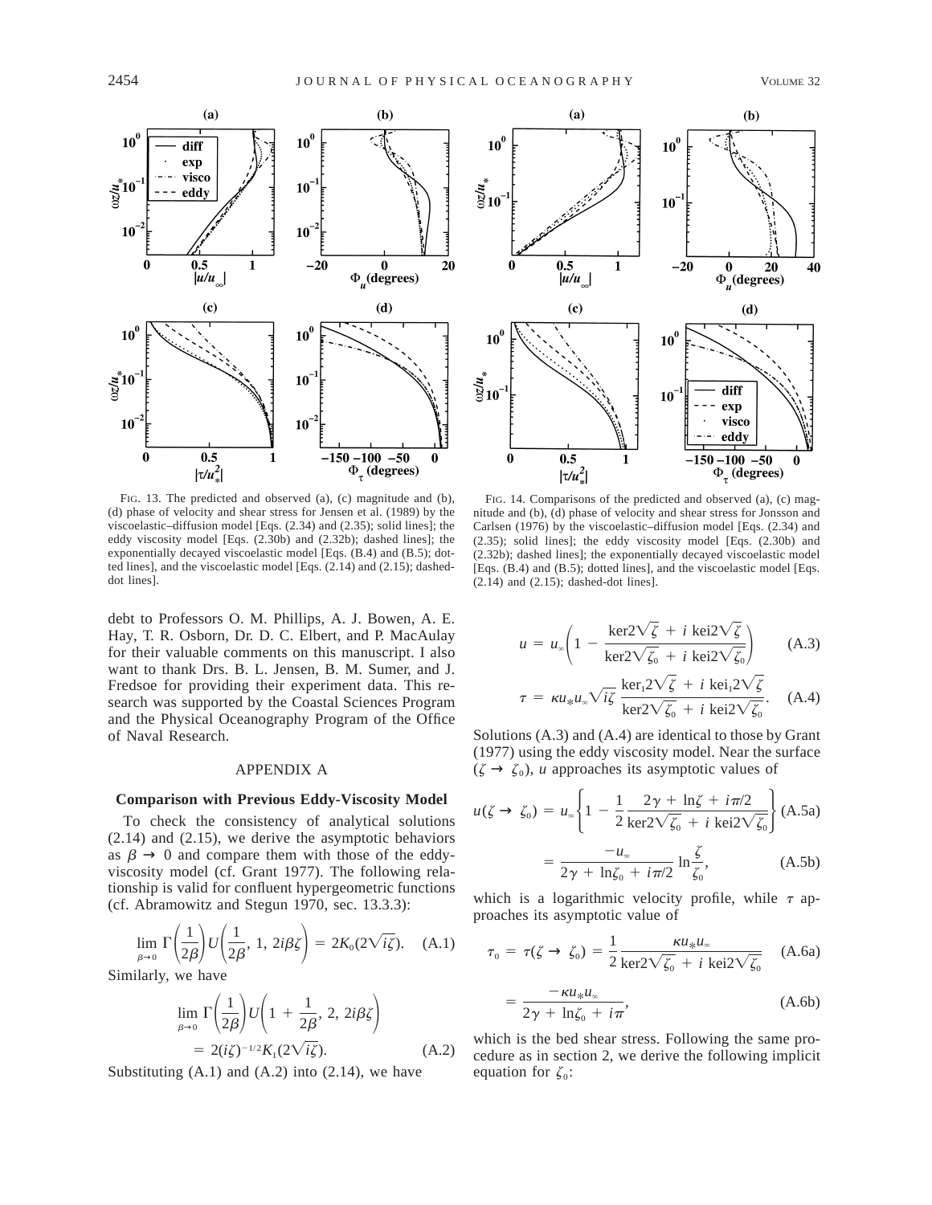FIG. 13. The predicted and observed (a), (c) magnitude and (b), (d) phase of velocity and shear stress for Jensen et al. (1989) by the viscoelastic–diffusion model [Eqs. (2.34) and (2.35); solid lines]; the eddy viscosity model [Eqs. (2.30b) and (2.32b); dashed lines]; the exponentially decayed viscoelastic model [Eqs. (B.4) and (B.5); dotted lines], and the viscoelastic model [Eqs. (2.14) and (2.15); dashed-dot lines].

FIG. 14. Comparisons of the predicted and observed (a), (c) magnitude and (b), (d) phase of velocity and shear stress for Jonsson and Carlsen (1976) by the viscoelastic–diffusion model [Eqs. (2.34) and (2.35); solid lines]; the eddy viscosity model [Eqs. (2.30b) and (2.32b); dashed lines]; the exponentially decayed viscoelastic model [Eqs. (B.4) and (B.5); dotted lines], and the viscoelastic model [Eqs. (2.14) and (2.15); dashed-dot lines].

debt to Professors O. M. Phillips, A. J. Bowen, A. E. Hay, T. R. Osborn, Dr. D. C. Elbert, and P. MacAulay for their valuable comments on this manuscript. I also want to thank Drs. B. L. Jensen, B. M. Sumer, and J. Fredsoe for providing their experiment data. This research was supported by the Coastal Sciences Program and the Physical Oceanography Program of the Office of Naval Research.

## APPENDIX A

### Comparison with Previous Eddy-Viscosity Model

To check the consistency of analytical solutions (2.14) and (2.15), we derive the asymptotic behaviors as $\beta \to 0$ and compare them with those of the eddy-viscosity model (cf. Grant 1977). The following relationship is valid for confluent hypergeometric functions (cf. Abramowitz and Stegun 1970, sec. 13.3.3):

$$\lim_{\beta \to 0} \Gamma\left(\frac{1}{2\beta}\right) U\left(\frac{1}{2\beta}, 1, 2i\beta\zeta\right) = 2K_0(2\sqrt{i\zeta}). \quad \text{(A.1)}$$

Similarly, we have

$$\lim_{\beta \to 0} \Gamma\left(\frac{1}{2\beta}\right) U\left(1 + \frac{1}{2\beta}, 2, 2i\beta\zeta\right) = 2(i\zeta)^{-1/2} K_1(2\sqrt{i\zeta}). \quad \text{(A.2)}$$

Substituting (A.1) and (A.2) into (2.14), we have

$$u = u_\infty \left(1 - \frac{\text{ker}2\sqrt{\zeta} + i\,\text{kei}2\sqrt{\zeta}}{\text{ker}2\sqrt{\zeta_0} + i\,\text{kei}2\sqrt{\zeta_0}}\right) \quad \text{(A.3)}$$

$$\tau = \kappa u_* u_\infty \sqrt{i\zeta}\, \frac{\text{ker}_1 2\sqrt{\zeta} + i\,\text{kei}_1 2\sqrt{\zeta}}{\text{ker}2\sqrt{\zeta_0} + i\,\text{kei}2\sqrt{\zeta_0}}. \quad \text{(A.4)}$$

Solutions (A.3) and (A.4) are identical to those by Grant (1977) using the eddy viscosity model. Near the surface ($\zeta \to \zeta_0$), $u$ approaches its asymptotic values of

$$u(\zeta \to \zeta_0) = u_\infty \left\{1 - \frac{1}{2}\frac{2\gamma + \ln\zeta + i\pi/2}{\text{ker}2\sqrt{\zeta_0} + i\,\text{kei}2\sqrt{\zeta_0}}\right\} \quad \text{(A.5a)}$$

$$= \frac{-u_\infty}{2\gamma + \ln\zeta_0 + i\pi/2} \ln\frac{\zeta}{\zeta_0}, \quad \text{(A.5b)}$$

which is a logarithmic velocity profile, while $\tau$ approaches its asymptotic value of

$$\tau_0 = \tau(\zeta \to \zeta_0) = \frac{1}{2}\frac{\kappa u_* u_\infty}{\text{ker}2\sqrt{\zeta_0} + i\,\text{kei}2\sqrt{\zeta_0}} \quad \text{(A.6a)}$$

$$= \frac{-\kappa u_* u_\infty}{2\gamma + \ln\zeta_0 + i\pi}, \quad \text{(A.6b)}$$

which is the bed shear stress. Following the same procedure as in section 2, we derive the following implicit equation for $\zeta_0$: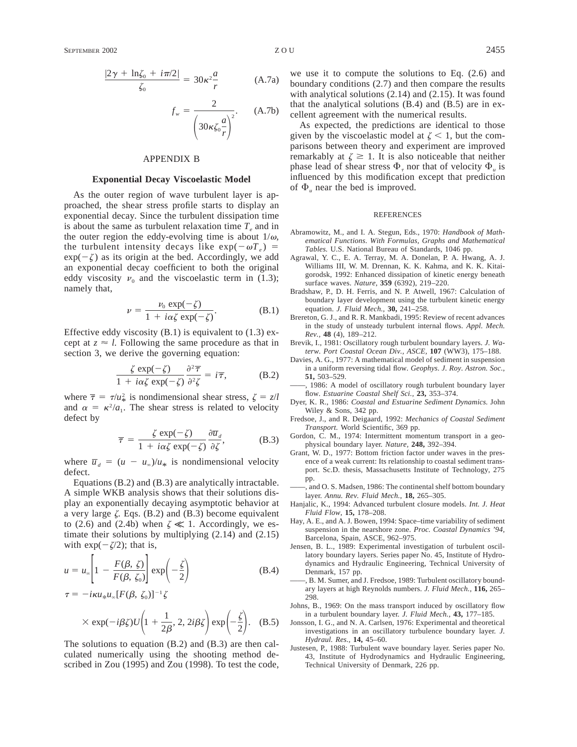$$\frac{|2\gamma + \ln\zeta_0 + i\pi/2|}{\zeta_0} = 30\kappa^2\frac{a}{r} \qquad \text{(A.7a)}$$

$$f_w = \frac{2}{\left(30\kappa\zeta_0\dfrac{a}{r}\right)^2}. \qquad \text{(A.7b)}$$

## APPENDIX B

### Exponential Decay Viscoelastic Model

As the outer region of wave turbulent layer is approached, the shear stress profile starts to display an exponential decay. Since the turbulent dissipation time is about the same as turbulent relaxation time $T_e$ and in the outer region the eddy-evolving time is about $1/\omega$, the turbulent intensity decays like $\exp(-\omega T_e) = \exp(-\zeta)$ as its origin at the bed. Accordingly, we add an exponential decay coefficient to both the original eddy viscosity $\nu_0$ and the viscoelastic term in (1.3); namely that,

$$\nu = \frac{\nu_0 \exp(-\zeta)}{1 + i\alpha\zeta \exp(-\zeta)}. \qquad \text{(B.1)}$$

Effective eddy viscosity (B.1) is equivalent to (1.3) except at $z \approx l$. Following the same procedure as that in section 3, we derive the governing equation:

$$\frac{\zeta \exp(-\zeta)}{1 + i\alpha\zeta \exp(-\zeta)} \frac{\partial^2 \overline{\tau}}{\partial^2 \zeta} = i\overline{\tau}, \qquad \text{(B.2)}$$

where $\overline{\tau} = \tau/u_*^2$ is nondimensional shear stress, $\zeta = z/l$ and $\alpha = \kappa^2/a_1$. The shear stress is related to velocity defect by

$$\overline{\tau} = \frac{\zeta \exp(-\zeta)}{1 + i\alpha\zeta \exp(-\zeta)} \frac{\partial \overline{u}_d}{\partial \zeta}, \qquad \text{(B.3)}$$

where $\overline{u}_d = (u - u_\infty)/u_*$ is nondimensional velocity defect.

Equations (B.2) and (B.3) are analytically intractable. A simple WKB analysis shows that their solutions display an exponentially decaying asymptotic behavior at a very large $\zeta$. Eqs. (B.2) and (B.3) become equivalent to (2.6) and (2.4b) when $\zeta \ll 1$. Accordingly, we estimate their solutions by multiplying (2.14) and (2.15) with $\exp(-\zeta/2)$; that is,

$$u = u_\infty\left[1 - \frac{F(\beta, \zeta)}{F(\beta, \zeta_0)}\right]\exp\left(-\frac{\zeta}{2}\right) \qquad \text{(B.4)}$$

$$\tau = -i\kappa u_* u_\infty [F(\beta, \zeta_0)]^{-1}\zeta \times \exp(-i\beta\zeta)U\left(1 + \frac{1}{2\beta}, 2, 2i\beta\zeta\right)\exp\left(-\frac{\zeta}{2}\right). \qquad \text{(B.5)}$$

The solutions to equation (B.2) and (B.3) are then calculated numerically using the shooting method described in Zou (1995) and Zou (1998). To test the code, we use it to compute the solutions to Eq. (2.6) and boundary conditions (2.7) and then compare the results with analytical solutions (2.14) and (2.15). It was found that the analytical solutions (B.4) and (B.5) are in excellent agreement with the numerical results.

As expected, the predictions are identical to those given by the viscoelastic model at $\zeta < 1$, but the comparisons between theory and experiment are improved remarkably at $\zeta \geq 1$. It is also noticeable that neither phase lead of shear stress $\Phi_\tau$ nor that of velocity $\Phi_u$ is influenced by this modification except that prediction of $\Phi_u$ near the bed is improved.

## REFERENCES

Abramowitz, M., and I. A. Stegun, Eds., 1970: *Handbook of Mathematical Functions. With Formulas, Graphs and Mathematical Tables.* U.S. National Bureau of Standards, 1046 pp.

Agrawal, Y. C., E. A. Terray, M. A. Donelan, P. A. Hwang, A. J. Williams III, W. M. Drennan, K. K. Kahma, and K. K. Kitaigorodsk, 1992: Enhanced dissipation of kinetic energy beneath surface waves. *Nature,* **359** (6392), 219–220.

Bradshaw, P., D. H. Ferris, and N. P. Atwell, 1967: Calculation of boundary layer development using the turbulent kinetic energy equation. *J. Fluid Mech.,* **30,** 241–258.

Brereton, G. J., and R. R. Mankbadi, 1995: Review of recent advances in the study of unsteady turbulent internal flows. *Appl. Mech. Rev.,* **48** (4), 189–212.

Brevik, I., 1981: Oscillatory rough turbulent boundary layers. *J. Waterw. Port Coastal Ocean Div., ASCE,* **107** (WW3), 175–188.

Davies, A. G., 1977: A mathematical model of sediment in suspension in a uniform reversing tidal flow. *Geophys. J. Roy. Astron. Soc.,* **51,** 503–529.

——, 1986: A model of oscillatory rough turbulent boundary layer flow. *Estuarine Coastal Shelf Sci.,* **23,** 353–374.

Dyer, K. R., 1986: *Coastal and Estuarine Sediment Dynamics.* John Wiley & Sons, 342 pp.

Fredsoe, J., and R. Deigaard, 1992: *Mechanics of Coastal Sediment Transport.* World Scientific, 369 pp.

Gordon, C. M., 1974: Intermittent momentum transport in a geophysical boundary layer. *Nature,* **248,** 392–394.

Grant, W. D., 1977: Bottom friction factor under waves in the presence of a weak current: Its relationship to coastal sediment transport. Sc.D. thesis, Massachusetts Institute of Technology, 275 pp.

——, and O. S. Madsen, 1986: The continental shelf bottom boundary layer. *Annu. Rev. Fluid Mech.,* **18,** 265–305.

Hanjalic, K., 1994: Advanced turbulent closure models. *Int. J. Heat Fluid Flow,* **15,** 178–208.

Hay, A. E., and A. J. Bowen, 1994: Space–time variability of sediment suspension in the nearshore zone. *Proc. Coastal Dynamics '94,* Barcelona, Spain, ASCE, 962–975.

Jensen, B. L., 1989: Experimental investigation of turbulent oscillatory boundary layers. Series paper No. 45, Institute of Hydrodynamics and Hydraulic Engineering, Technical University of Denmark, 157 pp.

——, B. M. Sumer, and J. Fredsoe, 1989: Turbulent oscillatory boundary layers at high Reynolds numbers. *J. Fluid Mech.,* **116,** 265–298.

Johns, B., 1969: On the mass transport induced by oscillatory flow in a turbulent boundary layer. *J. Fluid Mech.,* **43,** 177–185.

Jonsson, I. G., and N. A. Carlsen, 1976: Experimental and theoretical investigations in an oscillatory turbulence boundary layer. *J. Hydraul. Res.,* **14,** 45–60.

Justesen, P., 1988: Turbulent wave boundary layer. Series paper No. 43, Institute of Hydrodynamics and Hydraulic Engineering, Technical University of Denmark, 226 pp.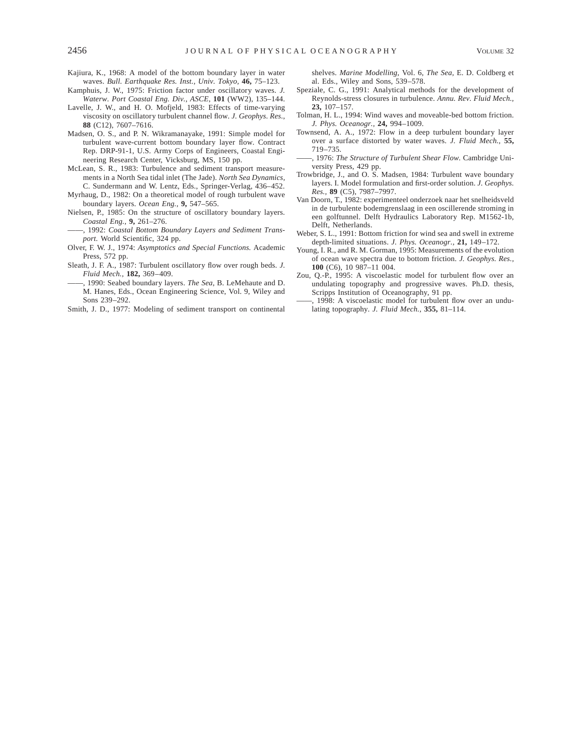Kajiura, K., 1968: A model of the bottom boundary layer in water waves. *Bull. Earthquake Res. Inst., Univ. Tokyo,* **46,** 75–123.

Kamphuis, J. W., 1975: Friction factor under oscillatory waves. *J. Waterw. Port Coastal Eng. Div., ASCE,* **101** (WW2), 135–144.

Lavelle, J. W., and H. O. Mofjeld, 1983: Effects of time-varying viscosity on oscillatory turbulent channel flow. *J. Geophys. Res.,* **88** (C12), 7607–7616.

Madsen, O. S., and P. N. Wikramanayake, 1991: Simple model for turbulent wave-current bottom boundary layer flow. Contract Rep. DRP-91-1, U.S. Army Corps of Engineers, Coastal Engineering Research Center, Vicksburg, MS, 150 pp.

McLean, S. R., 1983: Turbulence and sediment transport measurements in a North Sea tidal inlet (The Jade). *North Sea Dynamics,* C. Sundermann and W. Lentz, Eds., Springer-Verlag, 436–452.

Myrhaug, D., 1982: On a theoretical model of rough turbulent wave boundary layers. *Ocean Eng.,* **9,** 547–565.

Nielsen, P., 1985: On the structure of oscillatory boundary layers. *Coastal Eng.,* **9,** 261–276.

——, 1992: *Coastal Bottom Boundary Layers and Sediment Transport.* World Scientific, 324 pp.

Olver, F. W. J., 1974: *Asymptotics and Special Functions.* Academic Press, 572 pp.

Sleath, J. F. A., 1987: Turbulent oscillatory flow over rough beds. *J. Fluid Mech.,* **182,** 369–409.

——, 1990: Seabed boundary layers. *The Sea,* B. LeMehaute and D. M. Hanes, Eds., Ocean Engineering Science, Vol. 9, Wiley and Sons 239–292.

Smith, J. D., 1977: Modeling of sediment transport on continental shelves. *Marine Modelling,* Vol. 6, *The Sea,* E. D. Coldberg et al. Eds., Wiley and Sons, 539–578.

Speziale, C. G., 1991: Analytical methods for the development of Reynolds-stress closures in turbulence. *Annu. Rev. Fluid Mech.,* **23,** 107–157.

Tolman, H. L., 1994: Wind waves and moveable-bed bottom friction. *J. Phys. Oceanogr.,* **24,** 994–1009.

Townsend, A. A., 1972: Flow in a deep turbulent boundary layer over a surface distorted by water waves. *J. Fluid Mech.,* **55,** 719–735.

——, 1976: *The Structure of Turbulent Shear Flow.* Cambridge University Press, 429 pp.

Trowbridge, J., and O. S. Madsen, 1984: Turbulent wave boundary layers. I. Model formulation and first-order solution. *J. Geophys. Res.,* **89** (C5), 7987–7997.

Van Doorn, T., 1982: experimenteel onderzoek naar het snelheidsveld in de turbulente bodemgrenslaag in een oscillerende stroming in een golftunnel. Delft Hydraulics Laboratory Rep. M1562-1b, Delft, Netherlands.

Weber, S. L., 1991: Bottom friction for wind sea and swell in extreme depth-limited situations. *J. Phys. Oceanogr.,* **21,** 149–172.

Young, I. R., and R. M. Gorman, 1995: Measurements of the evolution of ocean wave spectra due to bottom friction. *J. Geophys. Res.,* **100** (C6), 10 987–11 004.

Zou, Q.-P., 1995: A viscoelastic model for turbulent flow over an undulating topography and progressive waves. Ph.D. thesis, Scripps Institution of Oceanography, 91 pp.

——, 1998: A viscoelastic model for turbulent flow over an undulating topography. *J. Fluid Mech.,* **355,** 81–114.